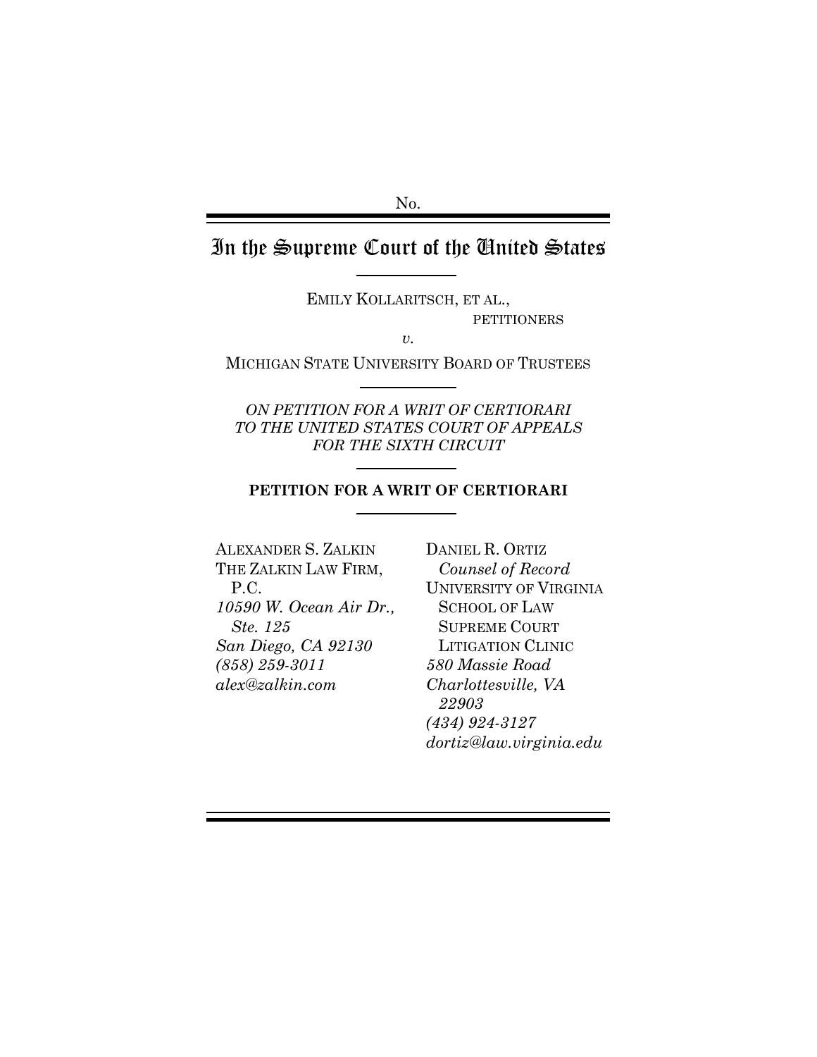No.

# In the Supreme Court of the United States

EMILY KOLLARITSCH, ET AL.,
PETITIONERS

*v.*

MICHIGAN STATE UNIVERSITY BOARD OF TRUSTEES

*ON PETITION FOR A WRIT OF CERTIORARI TO THE UNITED STATES COURT OF APPEALS FOR THE SIXTH CIRCUIT*

**PETITION FOR A WRIT OF CERTIORARI**

ALEXANDER S. ZALKIN
THE ZALKIN LAW FIRM, P.C.
*10590 W. Ocean Air Dr., Ste. 125*
*San Diego, CA 92130*
*(858) 259-3011*
*alex@zalkin.com*

DANIEL R. ORTIZ
*Counsel of Record*
UNIVERSITY OF VIRGINIA SCHOOL OF LAW SUPREME COURT LITIGATION CLINIC
*580 Massie Road*
*Charlottesville, VA 22903*
*(434) 924-3127*
*dortiz@law.virginia.edu*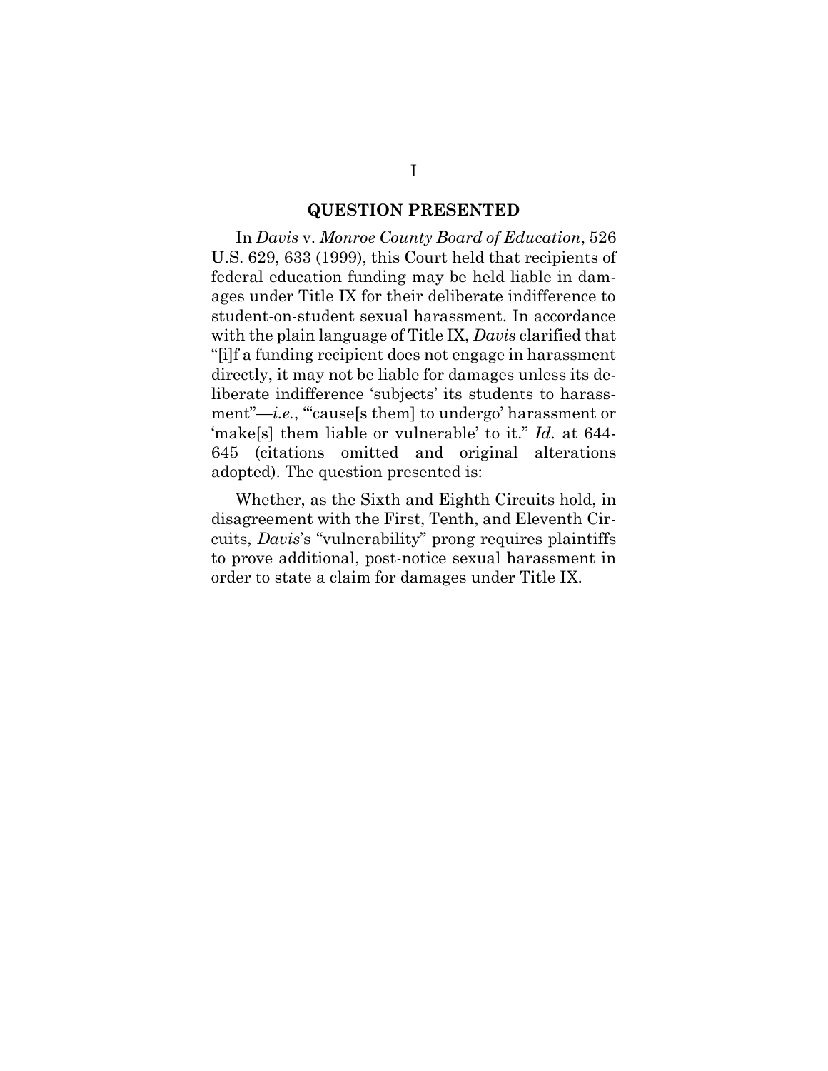## QUESTION PRESENTED

In *Davis* v. *Monroe County Board of Education*, 526 U.S. 629, 633 (1999), this Court held that recipients of federal education funding may be held liable in damages under Title IX for their deliberate indifference to student-on-student sexual harassment. In accordance with the plain language of Title IX, *Davis* clarified that "[i]f a funding recipient does not engage in harassment directly, it may not be liable for damages unless its deliberate indifference 'subjects' its students to harassment"—*i.e.*, "'cause[s them] to undergo' harassment or 'make[s] them liable or vulnerable' to it." *Id.* at 644-645 (citations omitted and original alterations adopted). The question presented is:

Whether, as the Sixth and Eighth Circuits hold, in disagreement with the First, Tenth, and Eleventh Circuits, *Davis*'s "vulnerability" prong requires plaintiffs to prove additional, post-notice sexual harassment in order to state a claim for damages under Title IX.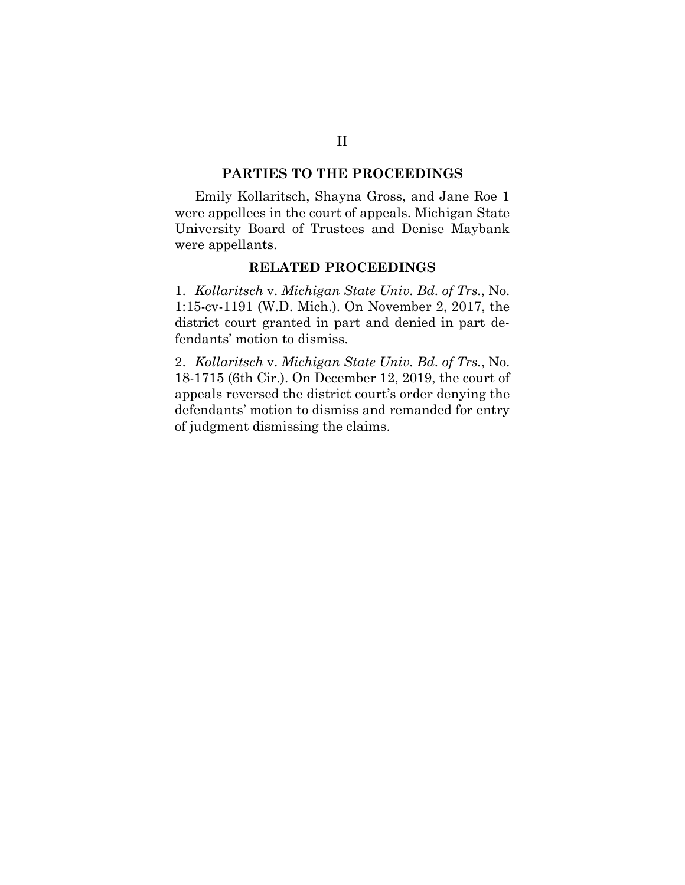## PARTIES TO THE PROCEEDINGS

Emily Kollaritsch, Shayna Gross, and Jane Roe 1 were appellees in the court of appeals. Michigan State University Board of Trustees and Denise Maybank were appellants.

## RELATED PROCEEDINGS

1. *Kollaritsch* v. *Michigan State Univ. Bd. of Trs.*, No. 1:15-cv-1191 (W.D. Mich.). On November 2, 2017, the district court granted in part and denied in part defendants' motion to dismiss.

2. *Kollaritsch* v. *Michigan State Univ. Bd. of Trs.*, No. 18-1715 (6th Cir.). On December 12, 2019, the court of appeals reversed the district court's order denying the defendants' motion to dismiss and remanded for entry of judgment dismissing the claims.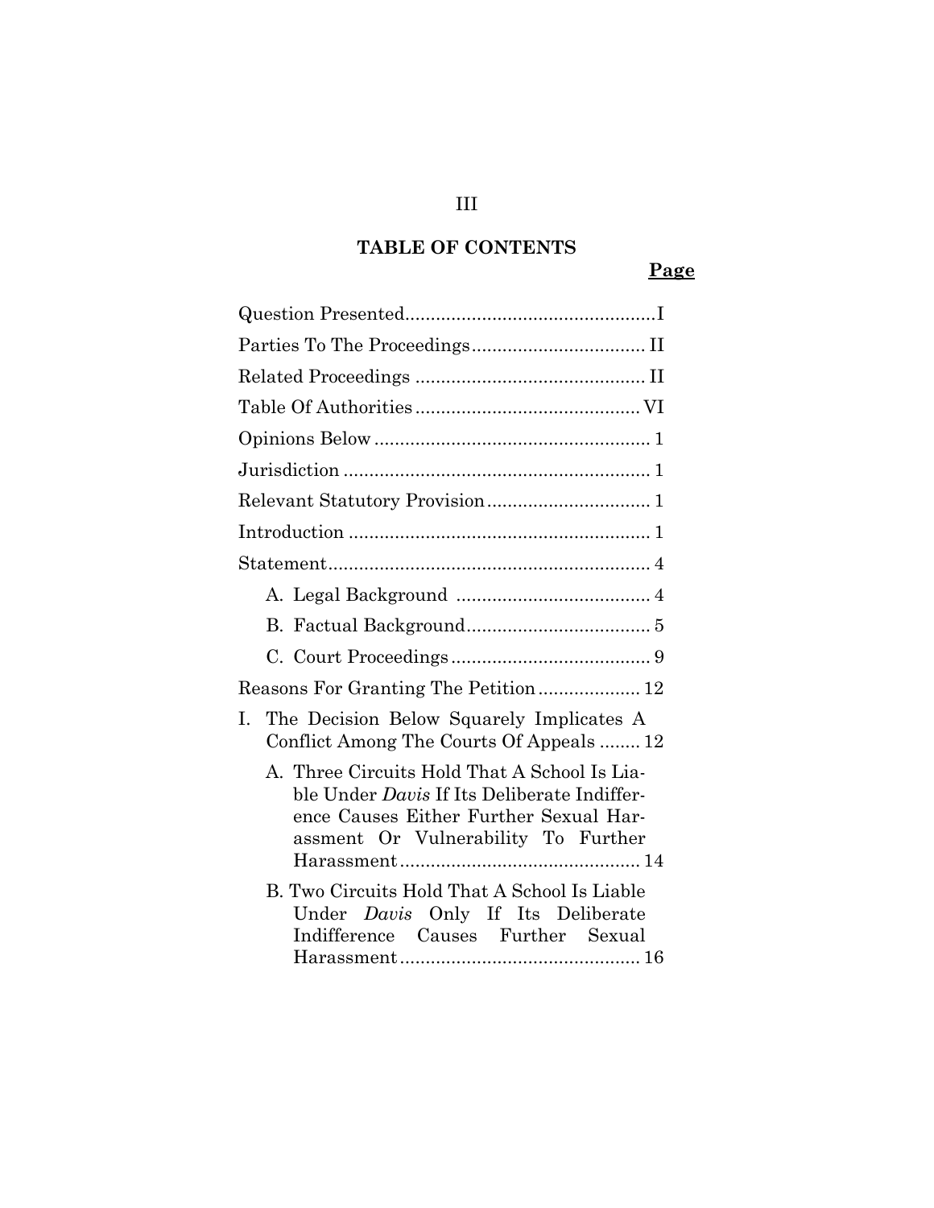## TABLE OF CONTENTS

| | Page |
|---|---|
| Question Presented | I |
| Parties To The Proceedings | II |
| Related Proceedings | II |
| Table Of Authorities | VI |
| Opinions Below | 1 |
| Jurisdiction | 1 |
| Relevant Statutory Provision | 1 |
| Introduction | 1 |
| Statement | 4 |
| A. Legal Background | 4 |
| B. Factual Background | 5 |
| C. Court Proceedings | 9 |
| Reasons For Granting The Petition | 12 |
| I. The Decision Below Squarely Implicates A Conflict Among The Courts Of Appeals | 12 |
| A. Three Circuits Hold That A School Is Liable Under *Davis* If Its Deliberate Indifference Causes Either Further Sexual Harassment Or Vulnerability To Further Harassment | 14 |
| B. Two Circuits Hold That A School Is Liable Under *Davis* Only If Its Deliberate Indifference Causes Further Sexual Harassment | 16 |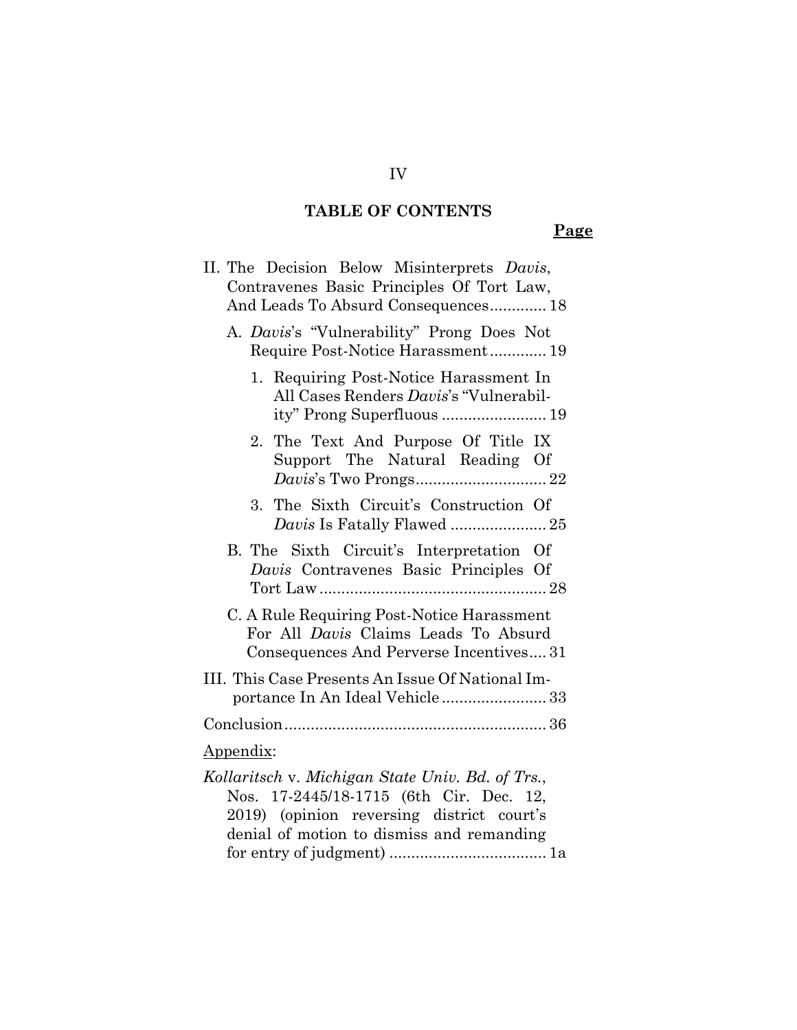## TABLE OF CONTENTS

**Page**

II. The Decision Below Misinterprets *Davis*, Contravenes Basic Principles Of Tort Law, And Leads To Absurd Consequences............. 18

- A. *Davis*'s "Vulnerability" Prong Does Not Require Post-Notice Harassment............. 19
  - 1. Requiring Post-Notice Harassment In All Cases Renders *Davis*'s "Vulnerability" Prong Superfluous ........................ 19
  - 2. The Text And Purpose Of Title IX Support The Natural Reading Of *Davis*'s Two Prongs.............................. 22
  - 3. The Sixth Circuit's Construction Of *Davis* Is Fatally Flawed ...................... 25
- B. The Sixth Circuit's Interpretation Of *Davis* Contravenes Basic Principles Of Tort Law .................................................... 28
- C. A Rule Requiring Post-Notice Harassment For All *Davis* Claims Leads To Absurd Consequences And Perverse Incentives.... 31

III. This Case Presents An Issue Of National Importance In An Ideal Vehicle ........................ 33

Conclusion............................................................ 36

Appendix:

*Kollaritsch* v. *Michigan State Univ. Bd. of Trs.*, Nos. 17-2445/18-1715 (6th Cir. Dec. 12, 2019) (opinion reversing district court's denial of motion to dismiss and remanding for entry of judgment) .................................... 1a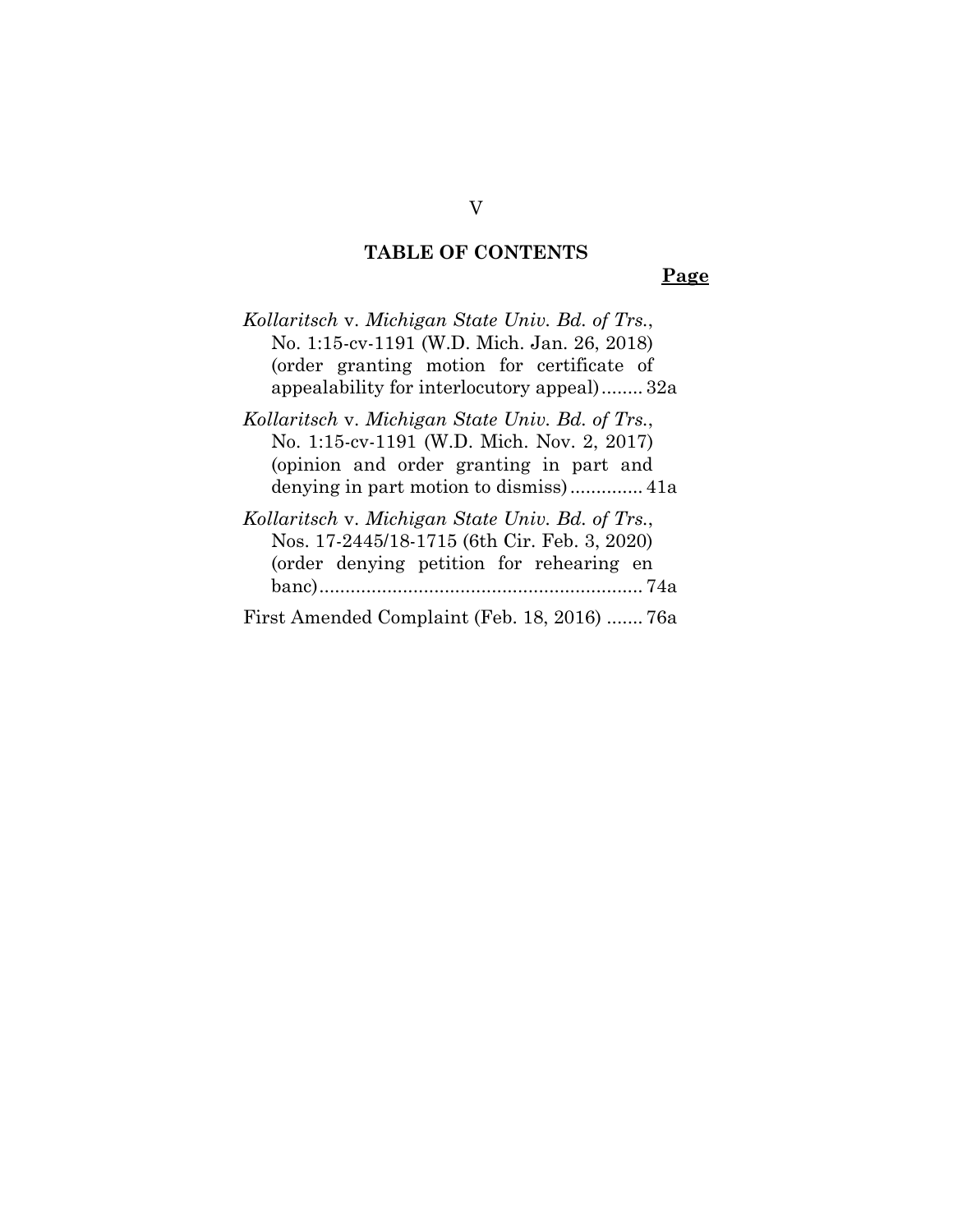## TABLE OF CONTENTS

**Page**

*Kollaritsch* v. *Michigan State Univ. Bd. of Trs.*, No. 1:15-cv-1191 (W.D. Mich. Jan. 26, 2018) (order granting motion for certificate of appealability for interlocutory appeal)........ 32a

*Kollaritsch* v. *Michigan State Univ. Bd. of Trs.*, No. 1:15-cv-1191 (W.D. Mich. Nov. 2, 2017) (opinion and order granting in part and denying in part motion to dismiss)............. 41a

*Kollaritsch* v. *Michigan State Univ. Bd. of Trs.*, Nos. 17-2445/18-1715 (6th Cir. Feb. 3, 2020) (order denying petition for rehearing en banc)............................................................. 74a

First Amended Complaint (Feb. 18, 2016) ....... 76a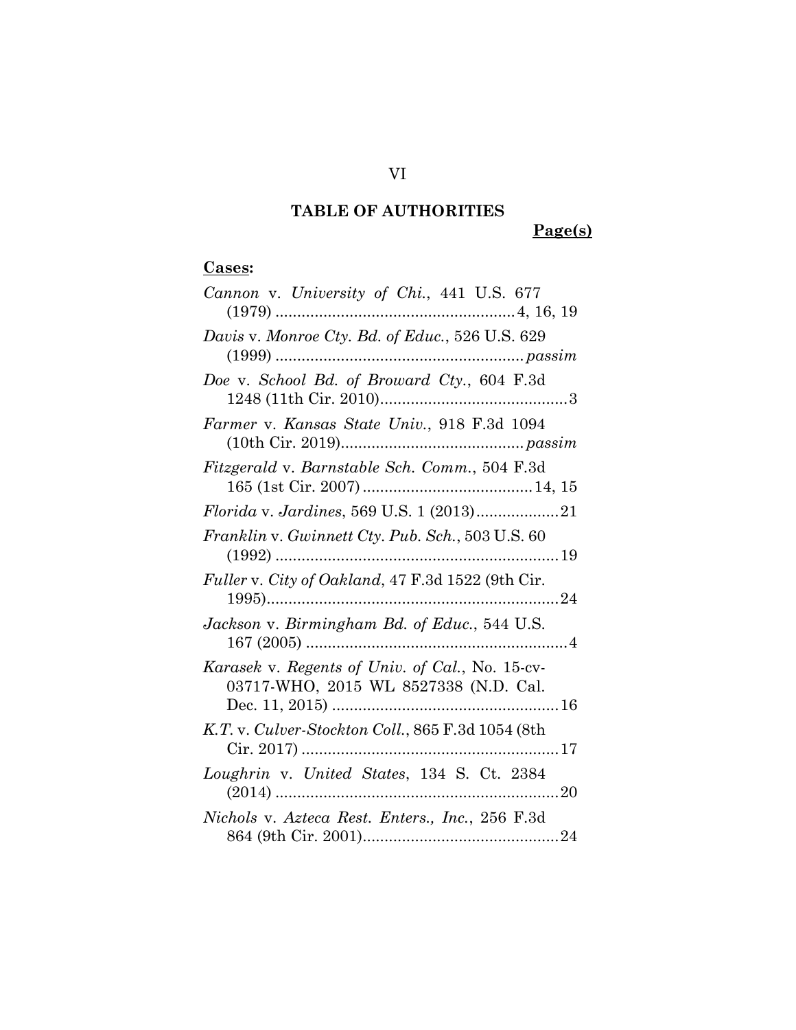# TABLE OF AUTHORITIES

**Page(s)**

**Cases:**

*Cannon* v. *University of Chi.*, 441 U.S. 677 (1979) ....................................................... 4, 16, 19

*Davis* v. *Monroe Cty. Bd. of Educ.*, 526 U.S. 629 (1999) ......................................................... *passim*

*Doe* v. *School Bd. of Broward Cty.*, 604 F.3d 1248 (11th Cir. 2010)........................................... 3

*Farmer* v. *Kansas State Univ.*, 918 F.3d 1094 (10th Cir. 2019).......................................... *passim*

*Fitzgerald* v. *Barnstable Sch. Comm.*, 504 F.3d 165 (1st Cir. 2007) ....................................... 14, 15

*Florida* v. *Jardines*, 569 U.S. 1 (2013)................... 21

*Franklin* v. *Gwinnett Cty. Pub. Sch.*, 503 U.S. 60 (1992) ................................................................. 19

*Fuller* v. *City of Oakland*, 47 F.3d 1522 (9th Cir. 1995).................................................................... 24

*Jackson* v. *Birmingham Bd. of Educ.*, 544 U.S. 167 (2005) ............................................................ 4

*Karasek* v. *Regents of Univ. of Cal.*, No. 15-cv-03717-WHO, 2015 WL 8527338 (N.D. Cal. Dec. 11, 2015) .................................................... 16

*K.T.* v. *Culver-Stockton Coll.*, 865 F.3d 1054 (8th Cir. 2017) ........................................................... 17

*Loughrin* v. *United States*, 134 S. Ct. 2384 (2014) ................................................................. 20

*Nichols* v. *Azteca Rest. Enters., Inc.*, 256 F.3d 864 (9th Cir. 2001)............................................. 24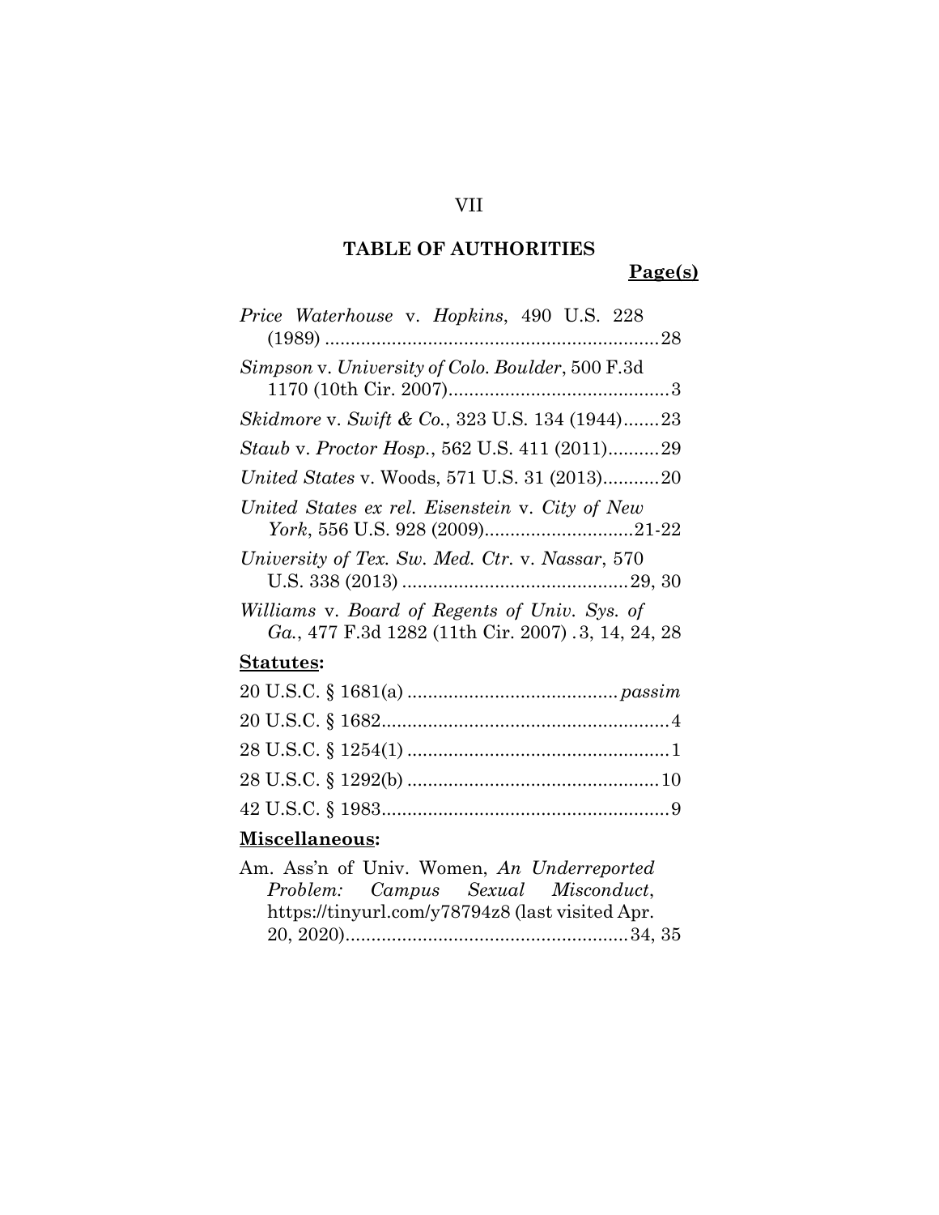## TABLE OF AUTHORITIES

**Page(s)**

*Price Waterhouse* v. *Hopkins*, 490 U.S. 228 (1989) .................................................................28

*Simpson* v. *University of Colo. Boulder*, 500 F.3d 1170 (10th Cir. 2007)...........................................3

*Skidmore* v. *Swift & Co.*, 323 U.S. 134 (1944).......23

*Staub* v. *Proctor Hosp.*, 562 U.S. 411 (2011)..........29

*United States* v. Woods, 571 U.S. 31 (2013)...........20

*United States ex rel. Eisenstein* v. *City of New York*, 556 U.S. 928 (2009)............................21-22

*University of Tex. Sw. Med. Ctr.* v. *Nassar*, 570 U.S. 338 (2013) ............................................29, 30

*Williams* v. *Board of Regents of Univ. Sys. of Ga.*, 477 F.3d 1282 (11th Cir. 2007) .3, 14, 24, 28

**Statutes:**

20 U.S.C. § 1681(a) ......................................... *passim*

20 U.S.C. § 1682.......................................................4

28 U.S.C. § 1254(1) ...................................................1

28 U.S.C. § 1292(b) .................................................10

42 U.S.C. § 1983.......................................................9

**Miscellaneous:**

Am. Ass'n of Univ. Women, *An Underreported Problem: Campus Sexual Misconduct*, https://tinyurl.com/y78794z8 (last visited Apr. 20, 2020)......................................................34, 35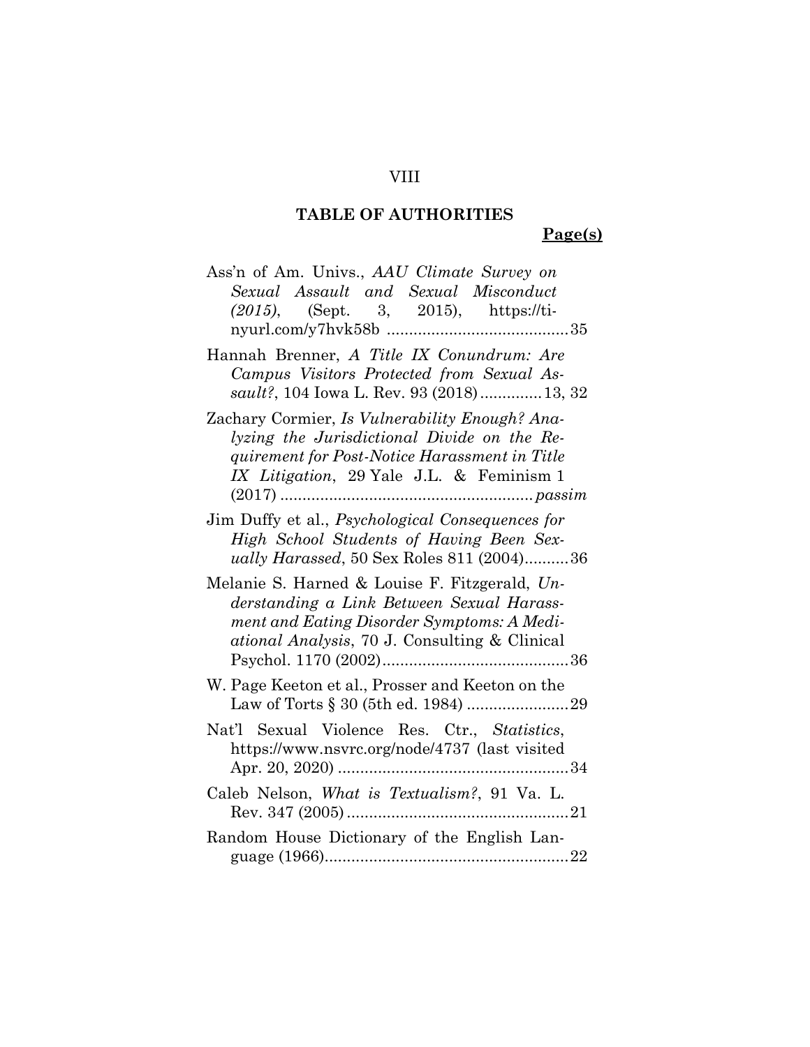## TABLE OF AUTHORITIES

**Page(s)**

Ass'n of Am. Univs., *AAU Climate Survey on Sexual Assault and Sexual Misconduct (2015)*, (Sept. 3, 2015), https://tinyurl.com/y7hvk58b .........................................35

Hannah Brenner, *A Title IX Conundrum: Are Campus Visitors Protected from Sexual Assault?*, 104 Iowa L. Rev. 93 (2018).............13, 32

Zachary Cormier, *Is Vulnerability Enough? Analyzing the Jurisdictional Divide on the Requirement for Post-Notice Harassment in Title IX Litigation*, 29 Yale J.L. & Feminism 1 (2017) ........................................................*passim*

Jim Duffy et al., *Psychological Consequences for High School Students of Having Been Sexually Harassed*, 50 Sex Roles 811 (2004)..........36

Melanie S. Harned & Louise F. Fitzgerald, *Understanding a Link Between Sexual Harassment and Eating Disorder Symptoms: A Mediational Analysis*, 70 J. Consulting & Clinical Psychol. 1170 (2002)..........................................36

W. Page Keeton et al., Prosser and Keeton on the Law of Torts § 30 (5th ed. 1984) .......................29

Nat'l Sexual Violence Res. Ctr., *Statistics*, https://www.nsvrc.org/node/4737 (last visited Apr. 20, 2020) ....................................................34

Caleb Nelson, *What is Textualism?*, 91 Va. L. Rev. 347 (2005) ..................................................21

Random House Dictionary of the English Language (1966).......................................................22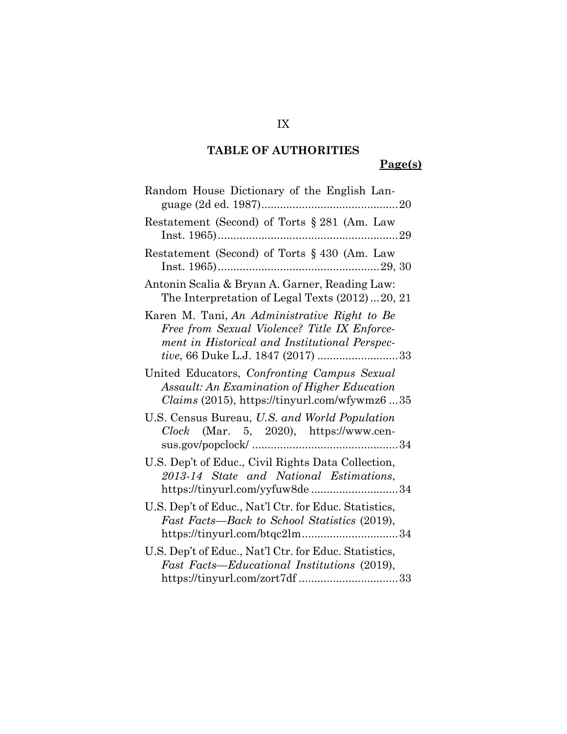## TABLE OF AUTHORITIES

**Page(s)**

Random House Dictionary of the English Language (2d ed. 1987) ............................................ 20

Restatement (Second) of Torts § 281 (Am. Law Inst. 1965) .......................................................... 29

Restatement (Second) of Torts § 430 (Am. Law Inst. 1965) .................................................... 29, 30

Antonin Scalia & Bryan A. Garner, Reading Law: The Interpretation of Legal Texts (2012) ... 20, 21

Karen M. Tani, *An Administrative Right to Be Free from Sexual Violence? Title IX Enforcement in Historical and Institutional Perspective*, 66 Duke L.J. 1847 (2017) .......................... 33

United Educators, *Confronting Campus Sexual Assault: An Examination of Higher Education Claims* (2015), https://tinyurl.com/wfywmz6 ... 35

U.S. Census Bureau, *U.S. and World Population Clock* (Mar. 5, 2020), https://www.census.gov/popclock/ ................................................ 34

U.S. Dep't of Educ., Civil Rights Data Collection, *2013-14 State and National Estimations*, https://tinyurl.com/yyfuw8de ............................ 34

U.S. Dep't of Educ., Nat'l Ctr. for Educ. Statistics, *Fast Facts—Back to School Statistics* (2019), https://tinyurl.com/btqc2lm ............................... 34

U.S. Dep't of Educ., Nat'l Ctr. for Educ. Statistics, *Fast Facts—Educational Institutions* (2019), https://tinyurl.com/zort7df ................................ 33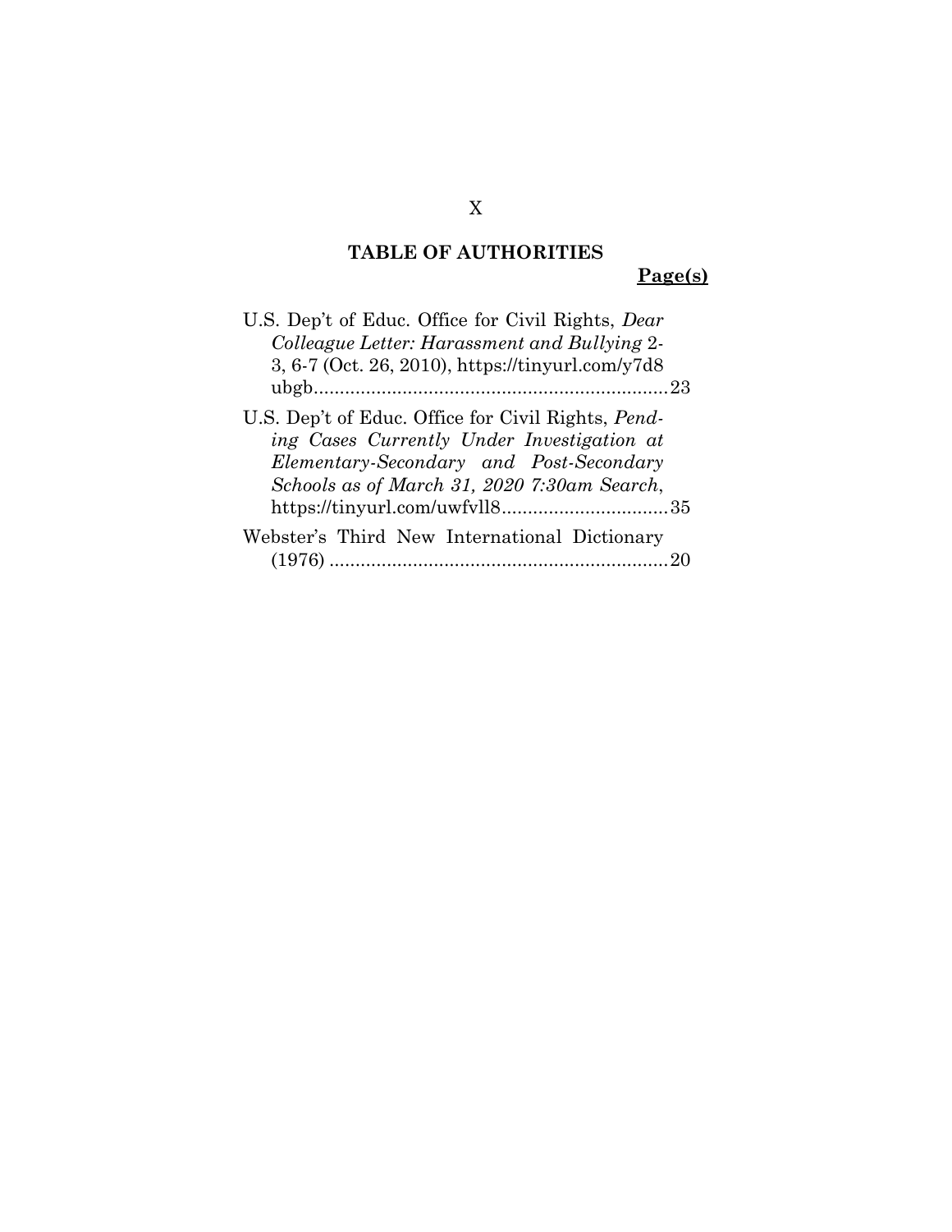## TABLE OF AUTHORITIES

**Page(s)**

U.S. Dep't of Educ. Office for Civil Rights, *Dear Colleague Letter: Harassment and Bullying* 2-3, 6-7 (Oct. 26, 2010), https://tinyurl.com/y7d8ubgb....................................................................23

U.S. Dep't of Educ. Office for Civil Rights, *Pending Cases Currently Under Investigation at Elementary-Secondary and Post-Secondary Schools as of March 31, 2020 7:30am Search*, https://tinyurl.com/uwfvll8................................35

Webster's Third New International Dictionary (1976) .................................................................20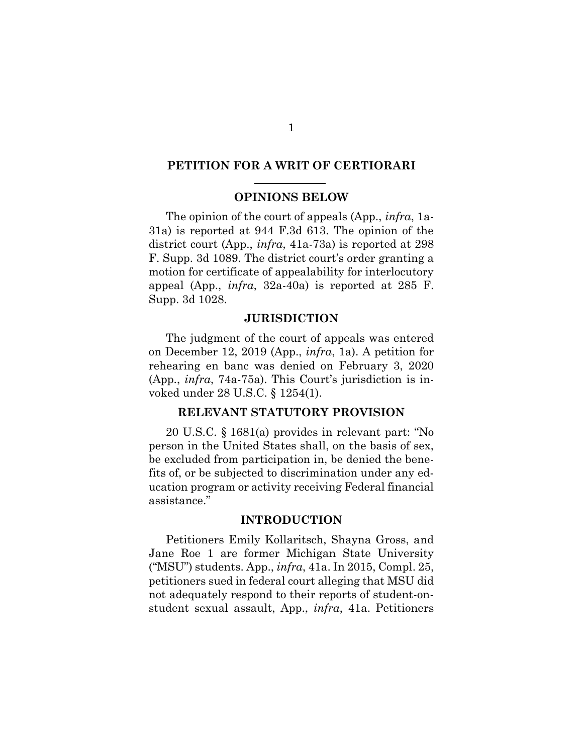## PETITION FOR A WRIT OF CERTIORARI

### OPINIONS BELOW

The opinion of the court of appeals (App., *infra*, 1a-31a) is reported at 944 F.3d 613. The opinion of the district court (App., *infra*, 41a-73a) is reported at 298 F. Supp. 3d 1089. The district court's order granting a motion for certificate of appealability for interlocutory appeal (App., *infra*, 32a-40a) is reported at 285 F. Supp. 3d 1028.

### JURISDICTION

The judgment of the court of appeals was entered on December 12, 2019 (App., *infra*, 1a). A petition for rehearing en banc was denied on February 3, 2020 (App., *infra*, 74a-75a). This Court's jurisdiction is invoked under 28 U.S.C. § 1254(1).

### RELEVANT STATUTORY PROVISION

20 U.S.C. § 1681(a) provides in relevant part: "No person in the United States shall, on the basis of sex, be excluded from participation in, be denied the benefits of, or be subjected to discrimination under any education program or activity receiving Federal financial assistance."

### INTRODUCTION

Petitioners Emily Kollaritsch, Shayna Gross, and Jane Roe 1 are former Michigan State University ("MSU") students. App., *infra*, 41a. In 2015, Compl. 25, petitioners sued in federal court alleging that MSU did not adequately respond to their reports of student-on-student sexual assault, App., *infra*, 41a. Petitioners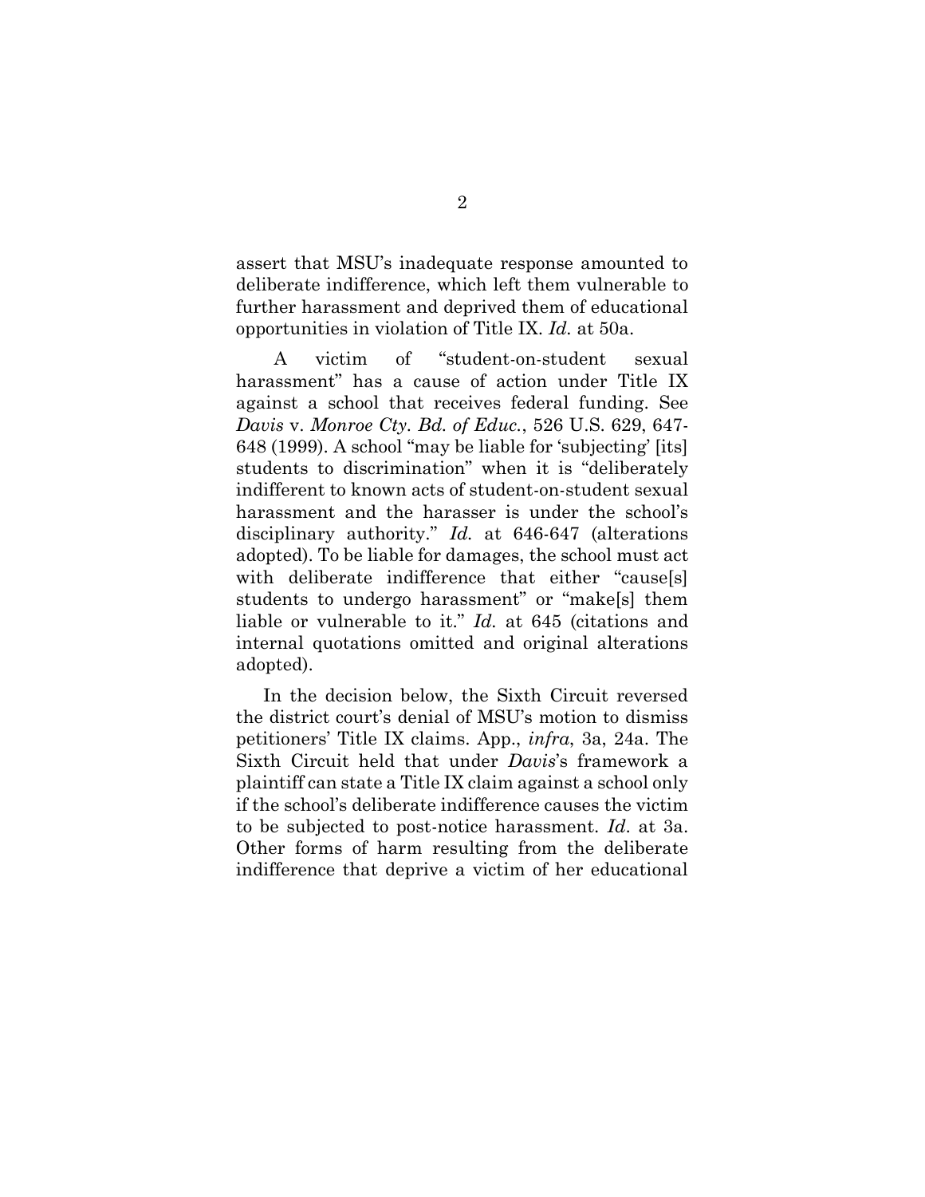assert that MSU's inadequate response amounted to deliberate indifference, which left them vulnerable to further harassment and deprived them of educational opportunities in violation of Title IX. *Id.* at 50a.

A victim of "student-on-student sexual harassment" has a cause of action under Title IX against a school that receives federal funding. See *Davis* v. *Monroe Cty. Bd. of Educ.*, 526 U.S. 629, 647-648 (1999). A school "may be liable for 'subjecting' [its] students to discrimination" when it is "deliberately indifferent to known acts of student-on-student sexual harassment and the harasser is under the school's disciplinary authority." *Id.* at 646-647 (alterations adopted). To be liable for damages, the school must act with deliberate indifference that either "cause[s] students to undergo harassment" or "make[s] them liable or vulnerable to it." *Id.* at 645 (citations and internal quotations omitted and original alterations adopted).

In the decision below, the Sixth Circuit reversed the district court's denial of MSU's motion to dismiss petitioners' Title IX claims. App., *infra*, 3a, 24a. The Sixth Circuit held that under *Davis*'s framework a plaintiff can state a Title IX claim against a school only if the school's deliberate indifference causes the victim to be subjected to post-notice harassment. *Id.* at 3a. Other forms of harm resulting from the deliberate indifference that deprive a victim of her educational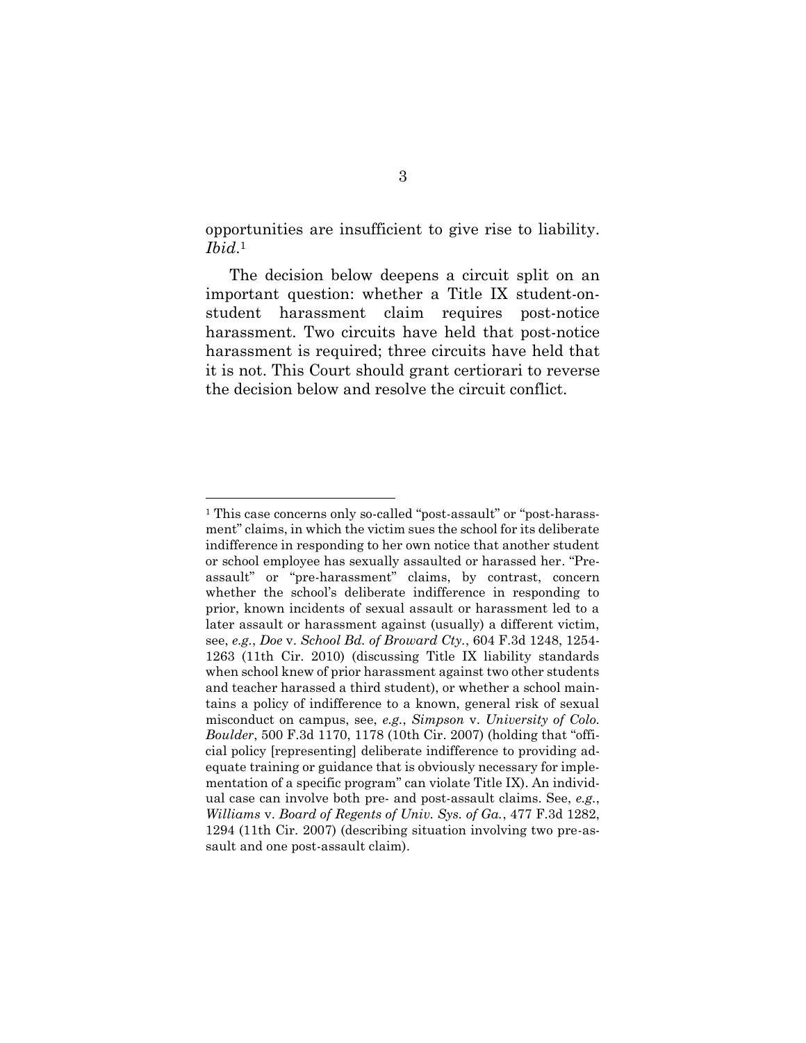opportunities are insufficient to give rise to liability. *Ibid.*[1]

The decision below deepens a circuit split on an important question: whether a Title IX student-on-student harassment claim requires post-notice harassment. Two circuits have held that post-notice harassment is required; three circuits have held that it is not. This Court should grant certiorari to reverse the decision below and resolve the circuit conflict.

---

[1] This case concerns only so-called "post-assault" or "post-harassment" claims, in which the victim sues the school for its deliberate indifference in responding to her own notice that another student or school employee has sexually assaulted or harassed her. "Pre-assault" or "pre-harassment" claims, by contrast, concern whether the school's deliberate indifference in responding to prior, known incidents of sexual assault or harassment led to a later assault or harassment against (usually) a different victim, see, *e.g.*, *Doe* v. *School Bd. of Broward Cty.*, 604 F.3d 1248, 1254-1263 (11th Cir. 2010) (discussing Title IX liability standards when school knew of prior harassment against two other students and teacher harassed a third student), or whether a school maintains a policy of indifference to a known, general risk of sexual misconduct on campus, see, *e.g.*, *Simpson* v. *University of Colo. Boulder*, 500 F.3d 1170, 1178 (10th Cir. 2007) (holding that "official policy [representing] deliberate indifference to providing adequate training or guidance that is obviously necessary for implementation of a specific program" can violate Title IX). An individual case can involve both pre- and post-assault claims. See, *e.g.*, *Williams* v. *Board of Regents of Univ. Sys. of Ga.*, 477 F.3d 1282, 1294 (11th Cir. 2007) (describing situation involving two pre-assault and one post-assault claim).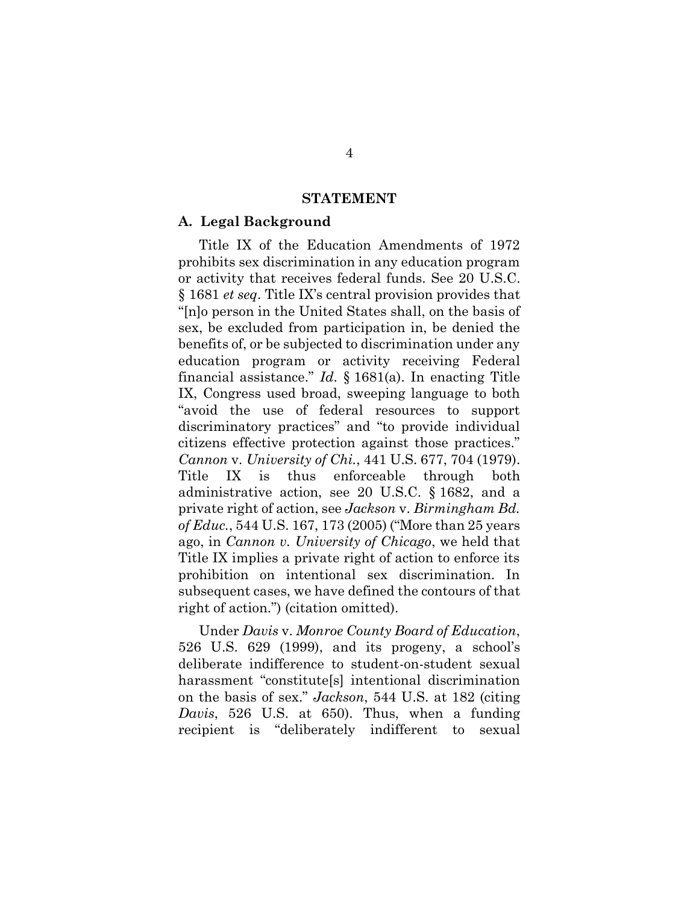## STATEMENT

### A. Legal Background

Title IX of the Education Amendments of 1972 prohibits sex discrimination in any education program or activity that receives federal funds. See 20 U.S.C. § 1681 *et seq*. Title IX's central provision provides that "[n]o person in the United States shall, on the basis of sex, be excluded from participation in, be denied the benefits of, or be subjected to discrimination under any education program or activity receiving Federal financial assistance." *Id*. § 1681(a). In enacting Title IX, Congress used broad, sweeping language to both "avoid the use of federal resources to support discriminatory practices" and "to provide individual citizens effective protection against those practices." *Cannon* v. *University of Chi.*, 441 U.S. 677, 704 (1979). Title IX is thus enforceable through both administrative action, see 20 U.S.C. § 1682, and a private right of action, see *Jackson* v. *Birmingham Bd. of Educ.*, 544 U.S. 167, 173 (2005) ("More than 25 years ago, in *Cannon v. University of Chicago*, we held that Title IX implies a private right of action to enforce its prohibition on intentional sex discrimination. In subsequent cases, we have defined the contours of that right of action.") (citation omitted).

Under *Davis* v. *Monroe County Board of Education*, 526 U.S. 629 (1999), and its progeny, a school's deliberate indifference to student-on-student sexual harassment "constitute[s] intentional discrimination on the basis of sex." *Jackson*, 544 U.S. at 182 (citing *Davis*, 526 U.S. at 650). Thus, when a funding recipient is "deliberately indifferent to sexual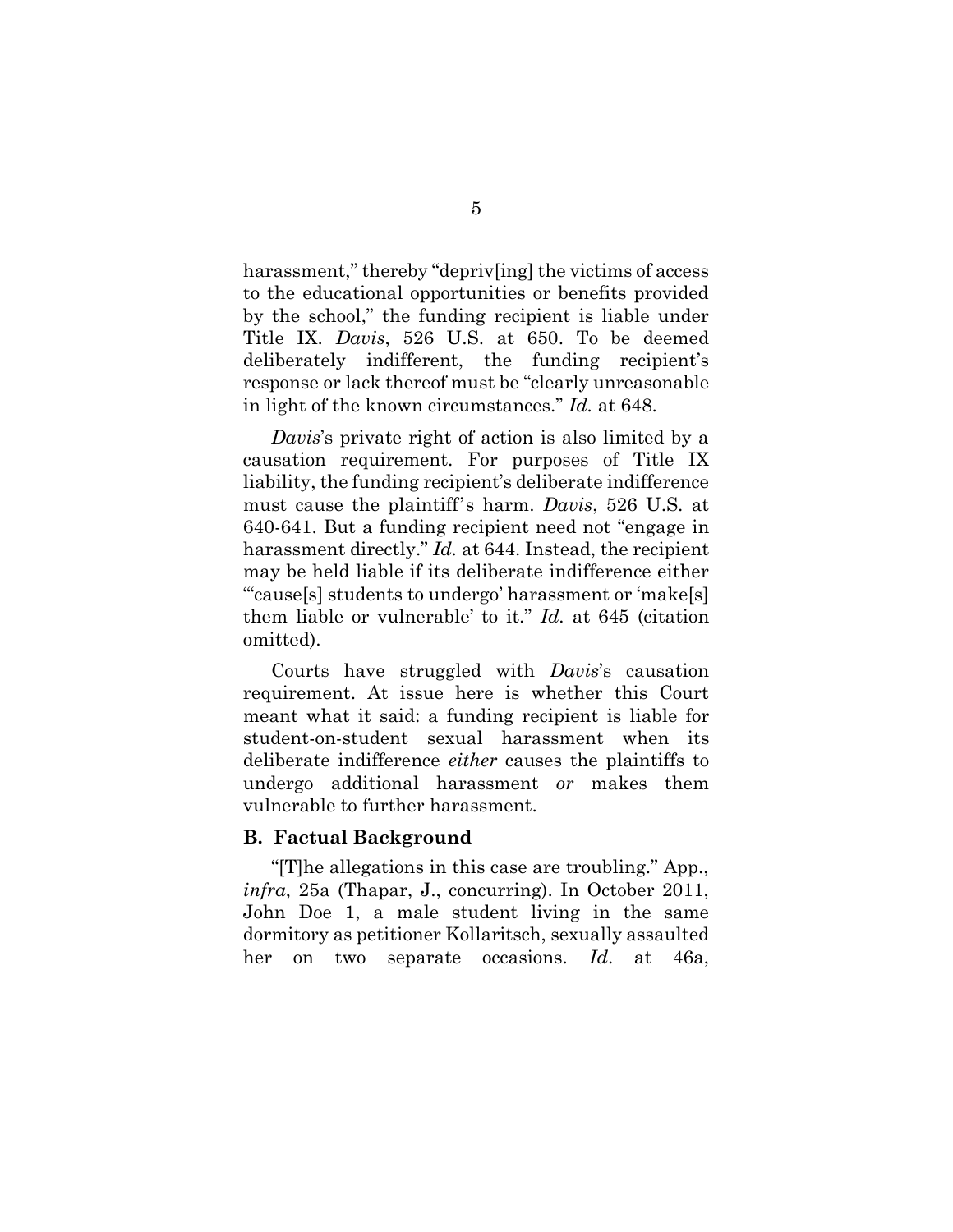harassment," thereby "depriv[ing] the victims of access to the educational opportunities or benefits provided by the school," the funding recipient is liable under Title IX. *Davis*, 526 U.S. at 650. To be deemed deliberately indifferent, the funding recipient's response or lack thereof must be "clearly unreasonable in light of the known circumstances." *Id.* at 648.

*Davis*'s private right of action is also limited by a causation requirement. For purposes of Title IX liability, the funding recipient's deliberate indifference must cause the plaintiff's harm. *Davis*, 526 U.S. at 640-641. But a funding recipient need not "engage in harassment directly." *Id.* at 644. Instead, the recipient may be held liable if its deliberate indifference either "'cause[s] students to undergo' harassment or 'make[s] them liable or vulnerable' to it." *Id.* at 645 (citation omitted).

Courts have struggled with *Davis*'s causation requirement. At issue here is whether this Court meant what it said: a funding recipient is liable for student-on-student sexual harassment when its deliberate indifference *either* causes the plaintiffs to undergo additional harassment *or* makes them vulnerable to further harassment.

### B. Factual Background

"[T]he allegations in this case are troubling." App., *infra*, 25a (Thapar, J., concurring). In October 2011, John Doe 1, a male student living in the same dormitory as petitioner Kollaritsch, sexually assaulted her on two separate occasions. *Id.* at 46a,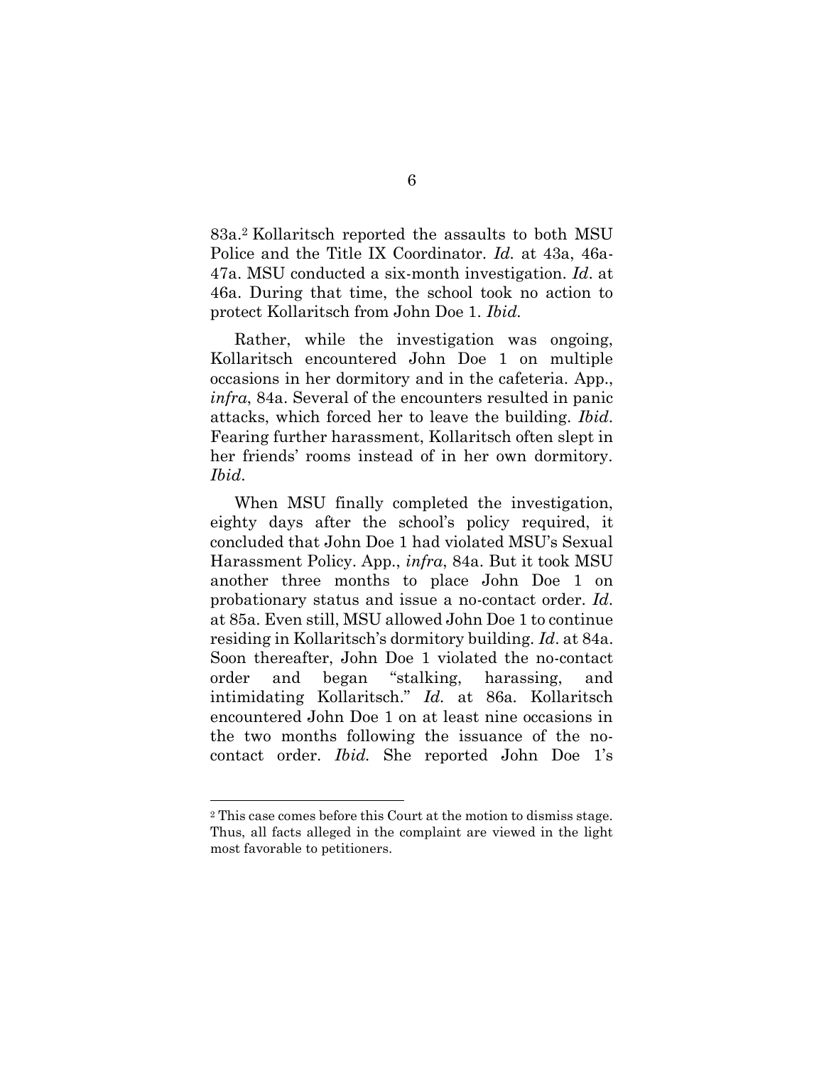83a.[2] Kollaritsch reported the assaults to both MSU Police and the Title IX Coordinator. *Id.* at 43a, 46a-47a. MSU conducted a six-month investigation. *Id*. at 46a. During that time, the school took no action to protect Kollaritsch from John Doe 1. *Ibid.*

Rather, while the investigation was ongoing, Kollaritsch encountered John Doe 1 on multiple occasions in her dormitory and in the cafeteria. App., *infra*, 84a. Several of the encounters resulted in panic attacks, which forced her to leave the building. *Ibid*. Fearing further harassment, Kollaritsch often slept in her friends' rooms instead of in her own dormitory. *Ibid*.

When MSU finally completed the investigation, eighty days after the school's policy required, it concluded that John Doe 1 had violated MSU's Sexual Harassment Policy. App., *infra*, 84a. But it took MSU another three months to place John Doe 1 on probationary status and issue a no-contact order. *Id*. at 85a. Even still, MSU allowed John Doe 1 to continue residing in Kollaritsch's dormitory building. *Id*. at 84a. Soon thereafter, John Doe 1 violated the no-contact order and began "stalking, harassing, and intimidating Kollaritsch." *Id.* at 86a. Kollaritsch encountered John Doe 1 on at least nine occasions in the two months following the issuance of the no-contact order. *Ibid.* She reported John Doe 1's

---

[2] This case comes before this Court at the motion to dismiss stage. Thus, all facts alleged in the complaint are viewed in the light most favorable to petitioners.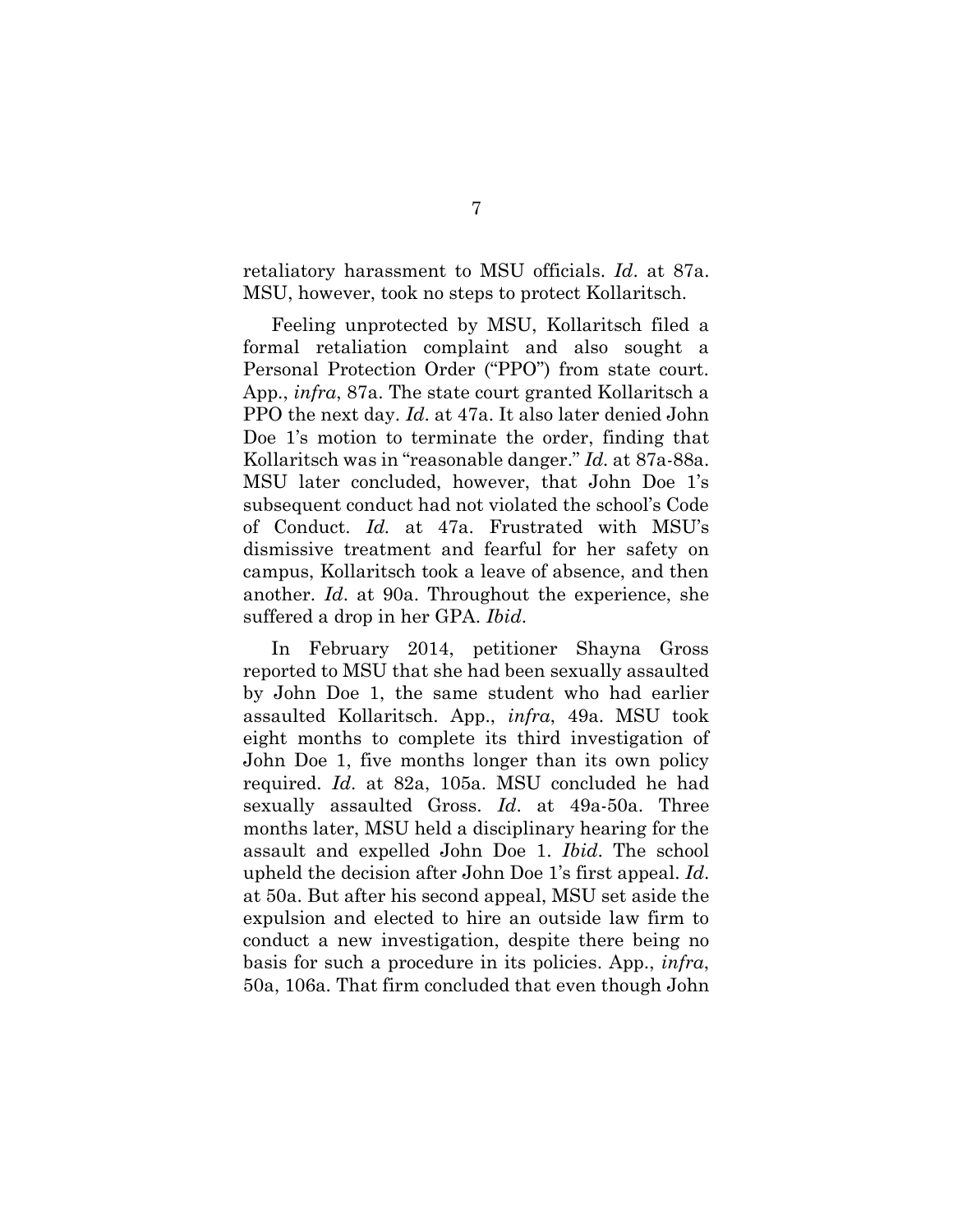retaliatory harassment to MSU officials. *Id*. at 87a. MSU, however, took no steps to protect Kollaritsch.

Feeling unprotected by MSU, Kollaritsch filed a formal retaliation complaint and also sought a Personal Protection Order ("PPO") from state court. App., *infra*, 87a. The state court granted Kollaritsch a PPO the next day. *Id*. at 47a. It also later denied John Doe 1's motion to terminate the order, finding that Kollaritsch was in "reasonable danger." *Id.* at 87a-88a. MSU later concluded, however, that John Doe 1's subsequent conduct had not violated the school's Code of Conduct. *Id.* at 47a. Frustrated with MSU's dismissive treatment and fearful for her safety on campus, Kollaritsch took a leave of absence, and then another. *Id*. at 90a. Throughout the experience, she suffered a drop in her GPA. *Ibid*.

In February 2014, petitioner Shayna Gross reported to MSU that she had been sexually assaulted by John Doe 1, the same student who had earlier assaulted Kollaritsch. App., *infra*, 49a. MSU took eight months to complete its third investigation of John Doe 1, five months longer than its own policy required. *Id*. at 82a, 105a. MSU concluded he had sexually assaulted Gross. *Id*. at 49a-50a. Three months later, MSU held a disciplinary hearing for the assault and expelled John Doe 1. *Ibid*. The school upheld the decision after John Doe 1's first appeal. *Id*. at 50a. But after his second appeal, MSU set aside the expulsion and elected to hire an outside law firm to conduct a new investigation, despite there being no basis for such a procedure in its policies. App., *infra*, 50a, 106a. That firm concluded that even though John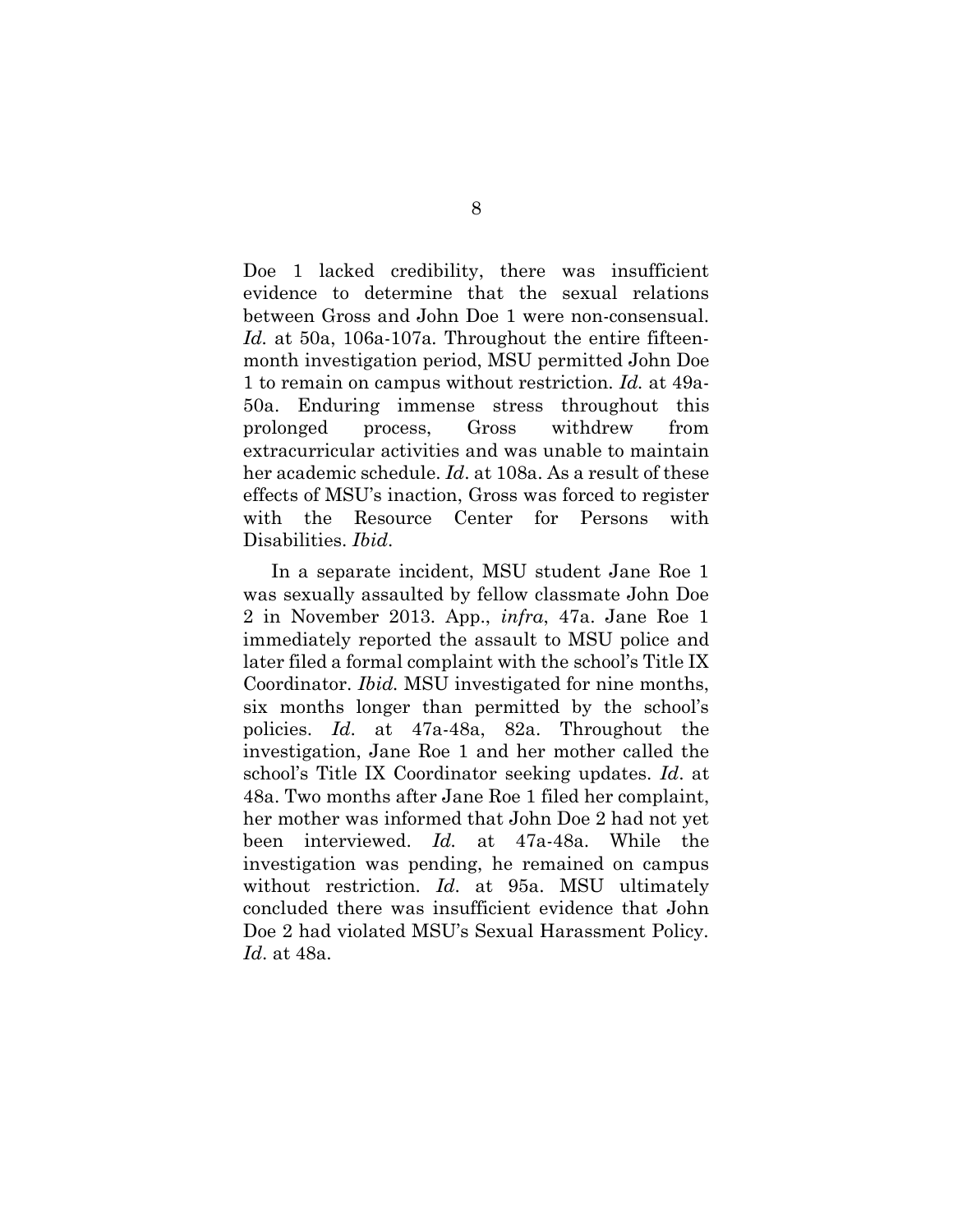Doe 1 lacked credibility, there was insufficient evidence to determine that the sexual relations between Gross and John Doe 1 were non-consensual. *Id.* at 50a, 106a-107a. Throughout the entire fifteen-month investigation period, MSU permitted John Doe 1 to remain on campus without restriction. *Id.* at 49a-50a. Enduring immense stress throughout this prolonged process, Gross withdrew from extracurricular activities and was unable to maintain her academic schedule. *Id*. at 108a. As a result of these effects of MSU's inaction, Gross was forced to register with the Resource Center for Persons with Disabilities. *Ibid*.

In a separate incident, MSU student Jane Roe 1 was sexually assaulted by fellow classmate John Doe 2 in November 2013. App., *infra*, 47a. Jane Roe 1 immediately reported the assault to MSU police and later filed a formal complaint with the school's Title IX Coordinator. *Ibid.* MSU investigated for nine months, six months longer than permitted by the school's policies. *Id*. at 47a-48a, 82a. Throughout the investigation, Jane Roe 1 and her mother called the school's Title IX Coordinator seeking updates. *Id*. at 48a. Two months after Jane Roe 1 filed her complaint, her mother was informed that John Doe 2 had not yet been interviewed. *Id.* at 47a-48a. While the investigation was pending, he remained on campus without restriction. *Id*. at 95a. MSU ultimately concluded there was insufficient evidence that John Doe 2 had violated MSU's Sexual Harassment Policy. *Id*. at 48a.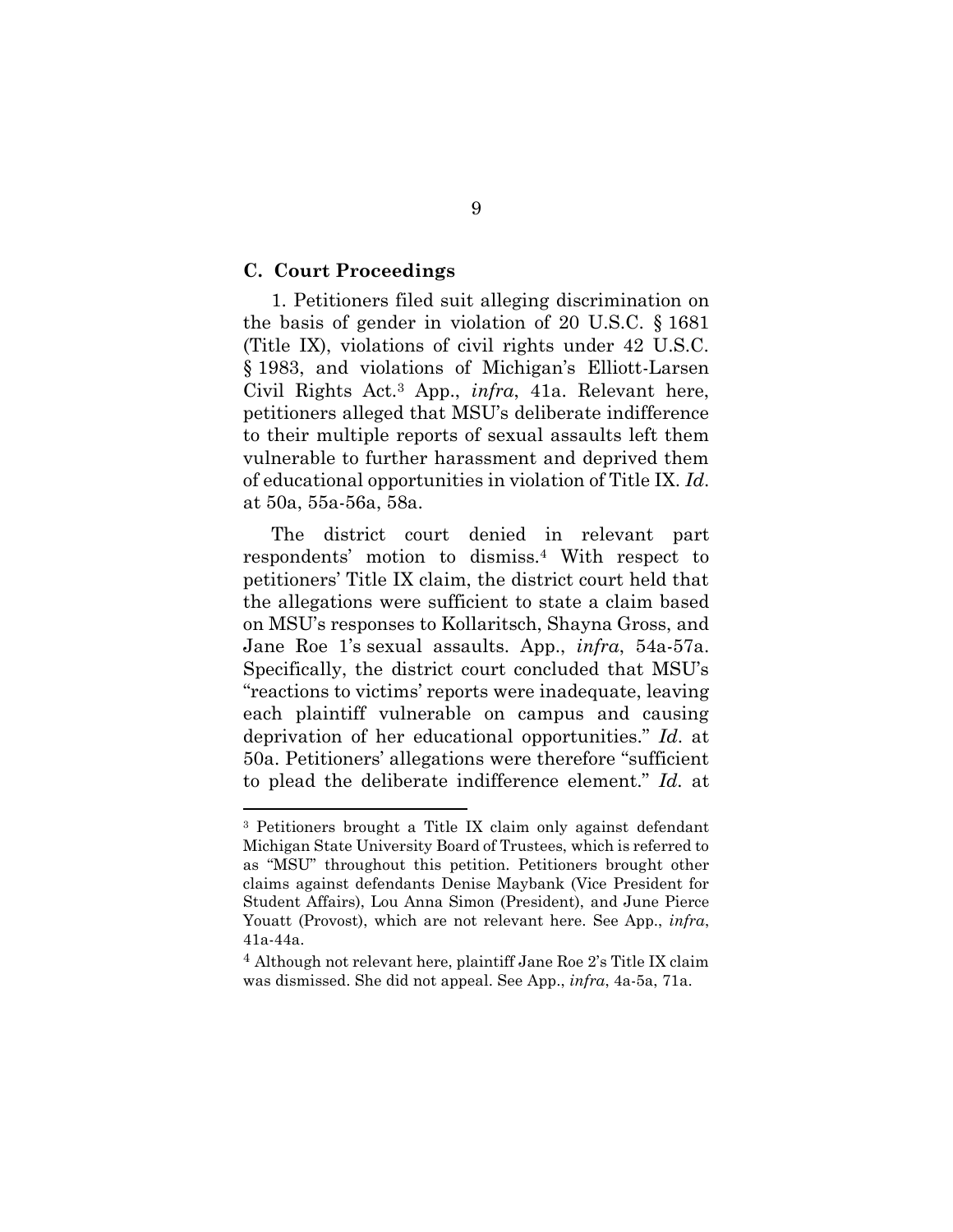### C. Court Proceedings

1. Petitioners filed suit alleging discrimination on the basis of gender in violation of 20 U.S.C. § 1681 (Title IX), violations of civil rights under 42 U.S.C. § 1983, and violations of Michigan's Elliott-Larsen Civil Rights Act.[3] App., *infra*, 41a. Relevant here, petitioners alleged that MSU's deliberate indifference to their multiple reports of sexual assaults left them vulnerable to further harassment and deprived them of educational opportunities in violation of Title IX. *Id.* at 50a, 55a-56a, 58a.

The district court denied in relevant part respondents' motion to dismiss.[4] With respect to petitioners' Title IX claim, the district court held that the allegations were sufficient to state a claim based on MSU's responses to Kollaritsch, Shayna Gross, and Jane Roe 1's sexual assaults. App., *infra*, 54a-57a. Specifically, the district court concluded that MSU's "reactions to victims' reports were inadequate, leaving each plaintiff vulnerable on campus and causing deprivation of her educational opportunities." *Id.* at 50a. Petitioners' allegations were therefore "sufficient to plead the deliberate indifference element." *Id.* at

---

[3] Petitioners brought a Title IX claim only against defendant Michigan State University Board of Trustees, which is referred to as "MSU" throughout this petition. Petitioners brought other claims against defendants Denise Maybank (Vice President for Student Affairs), Lou Anna Simon (President), and June Pierce Youatt (Provost), which are not relevant here. See App., *infra*, 41a-44a.

[4] Although not relevant here, plaintiff Jane Roe 2's Title IX claim was dismissed. She did not appeal. See App., *infra*, 4a-5a, 71a.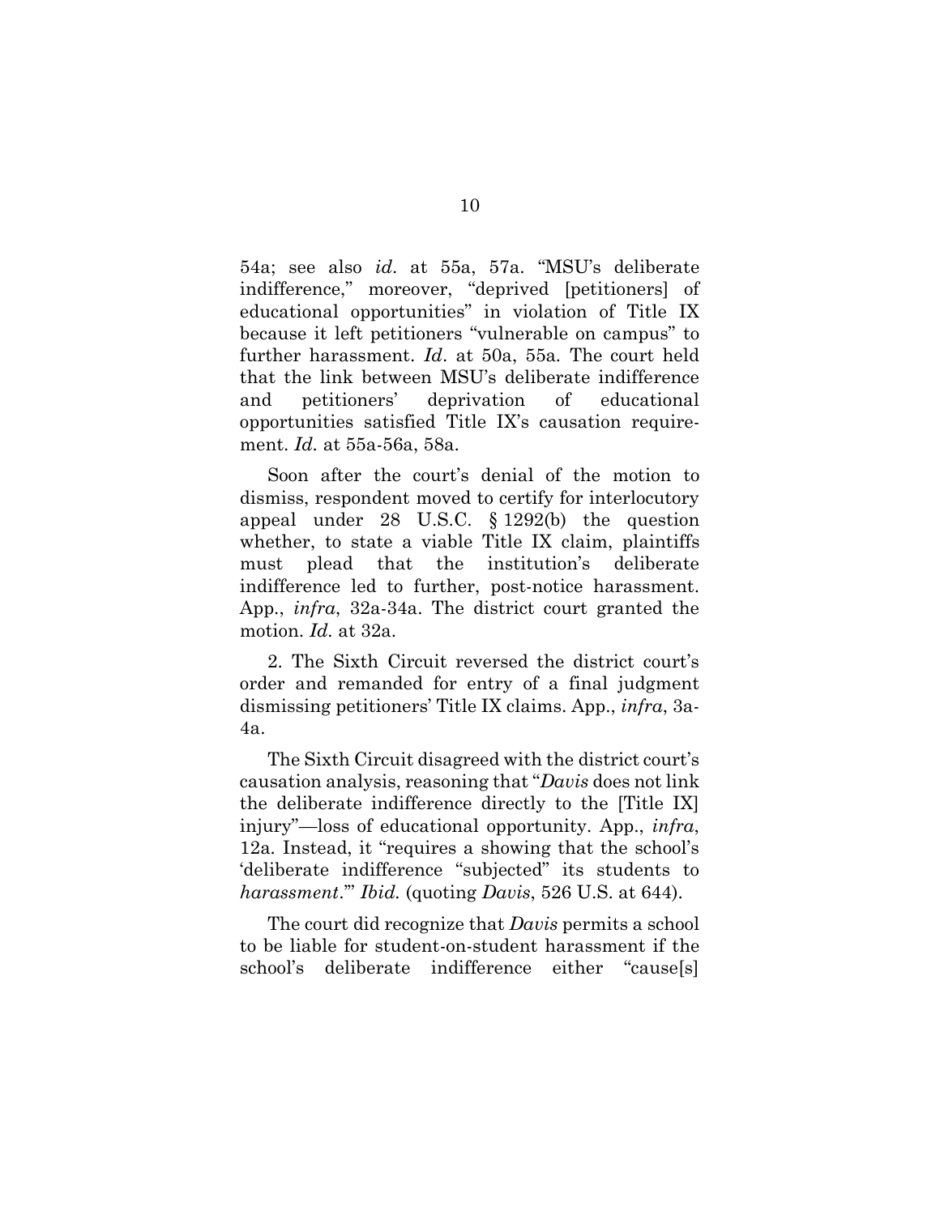54a; see also *id*. at 55a, 57a. "MSU's deliberate indifference," moreover, "deprived [petitioners] of educational opportunities" in violation of Title IX because it left petitioners "vulnerable on campus" to further harassment. *Id*. at 50a, 55a. The court held that the link between MSU's deliberate indifference and petitioners' deprivation of educational opportunities satisfied Title IX's causation requirement. *Id*. at 55a-56a, 58a.

Soon after the court's denial of the motion to dismiss, respondent moved to certify for interlocutory appeal under 28 U.S.C. § 1292(b) the question whether, to state a viable Title IX claim, plaintiffs must plead that the institution's deliberate indifference led to further, post-notice harassment. App., *infra*, 32a-34a. The district court granted the motion. *Id*. at 32a.

2. The Sixth Circuit reversed the district court's order and remanded for entry of a final judgment dismissing petitioners' Title IX claims. App., *infra*, 3a-4a.

The Sixth Circuit disagreed with the district court's causation analysis, reasoning that "*Davis* does not link the deliberate indifference directly to the [Title IX] injury"—loss of educational opportunity. App., *infra*, 12a. Instead, it "requires a showing that the school's 'deliberate indifference "subjected" its students to *harassment*.'" *Ibid.* (quoting *Davis*, 526 U.S. at 644).

The court did recognize that *Davis* permits a school to be liable for student-on-student harassment if the school's deliberate indifference either "cause[s]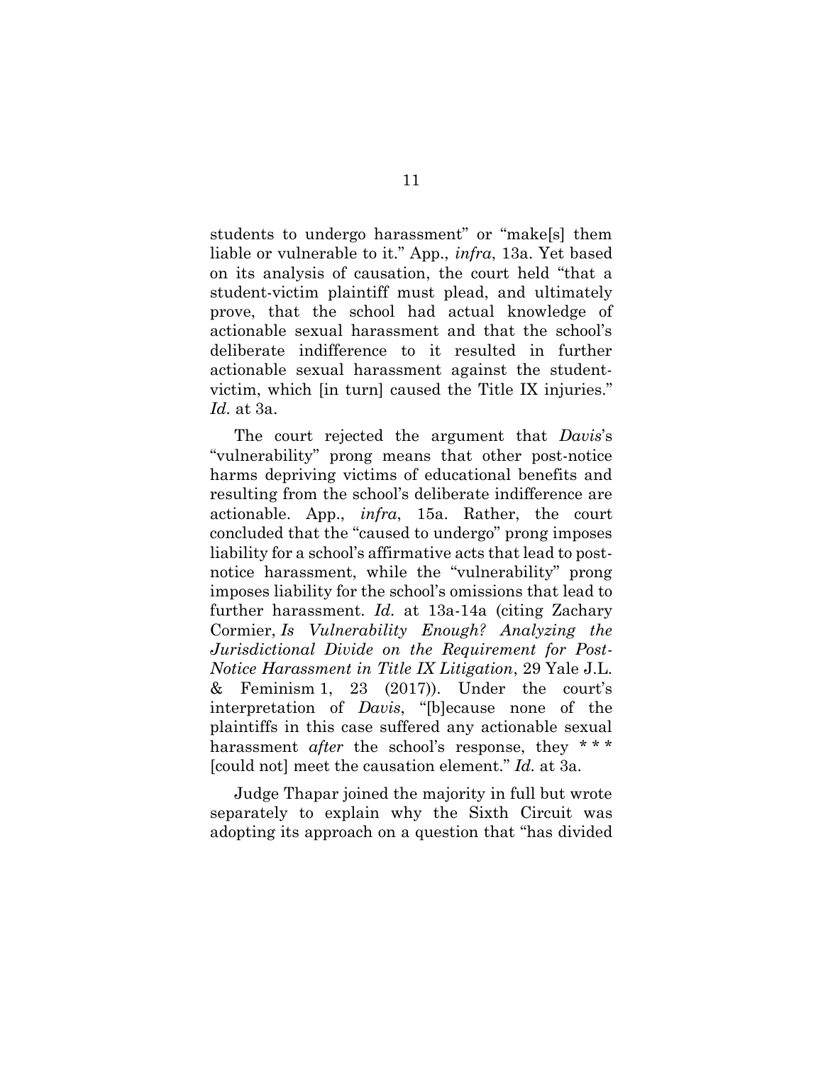students to undergo harassment" or "make[s] them liable or vulnerable to it." App., *infra*, 13a. Yet based on its analysis of causation, the court held "that a student-victim plaintiff must plead, and ultimately prove, that the school had actual knowledge of actionable sexual harassment and that the school's deliberate indifference to it resulted in further actionable sexual harassment against the student-victim, which [in turn] caused the Title IX injuries." *Id.* at 3a.

The court rejected the argument that *Davis*'s "vulnerability" prong means that other post-notice harms depriving victims of educational benefits and resulting from the school's deliberate indifference are actionable. App., *infra*, 15a. Rather, the court concluded that the "caused to undergo" prong imposes liability for a school's affirmative acts that lead to post-notice harassment, while the "vulnerability" prong imposes liability for the school's omissions that lead to further harassment. *Id.* at 13a-14a (citing Zachary Cormier, *Is Vulnerability Enough? Analyzing the Jurisdictional Divide on the Requirement for Post-Notice Harassment in Title IX Litigation*, 29 Yale J.L. & Feminism 1, 23 (2017)). Under the court's interpretation of *Davis*, "[b]ecause none of the plaintiffs in this case suffered any actionable sexual harassment *after* the school's response, they * * * [could not] meet the causation element." *Id.* at 3a.

Judge Thapar joined the majority in full but wrote separately to explain why the Sixth Circuit was adopting its approach on a question that "has divided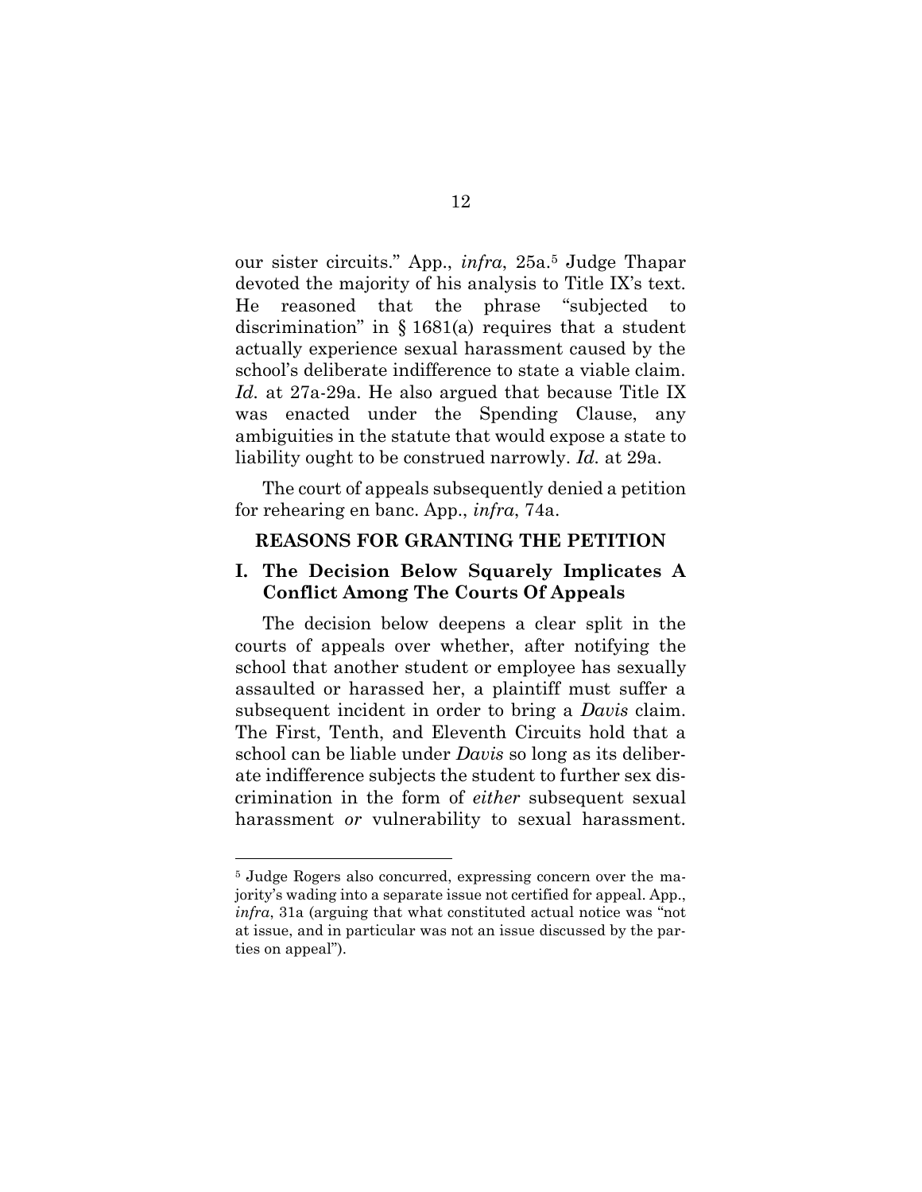our sister circuits." App., *infra*, 25a.[5] Judge Thapar devoted the majority of his analysis to Title IX's text. He reasoned that the phrase "subjected to discrimination" in § 1681(a) requires that a student actually experience sexual harassment caused by the school's deliberate indifference to state a viable claim. *Id.* at 27a-29a. He also argued that because Title IX was enacted under the Spending Clause, any ambiguities in the statute that would expose a state to liability ought to be construed narrowly. *Id.* at 29a.

The court of appeals subsequently denied a petition for rehearing en banc. App., *infra*, 74a.

## REASONS FOR GRANTING THE PETITION

### I. The Decision Below Squarely Implicates A Conflict Among The Courts Of Appeals

The decision below deepens a clear split in the courts of appeals over whether, after notifying the school that another student or employee has sexually assaulted or harassed her, a plaintiff must suffer a subsequent incident in order to bring a *Davis* claim. The First, Tenth, and Eleventh Circuits hold that a school can be liable under *Davis* so long as its deliberate indifference subjects the student to further sex discrimination in the form of *either* subsequent sexual harassment *or* vulnerability to sexual harassment.

---

[5] Judge Rogers also concurred, expressing concern over the majority's wading into a separate issue not certified for appeal. App., *infra*, 31a (arguing that what constituted actual notice was "not at issue, and in particular was not an issue discussed by the parties on appeal").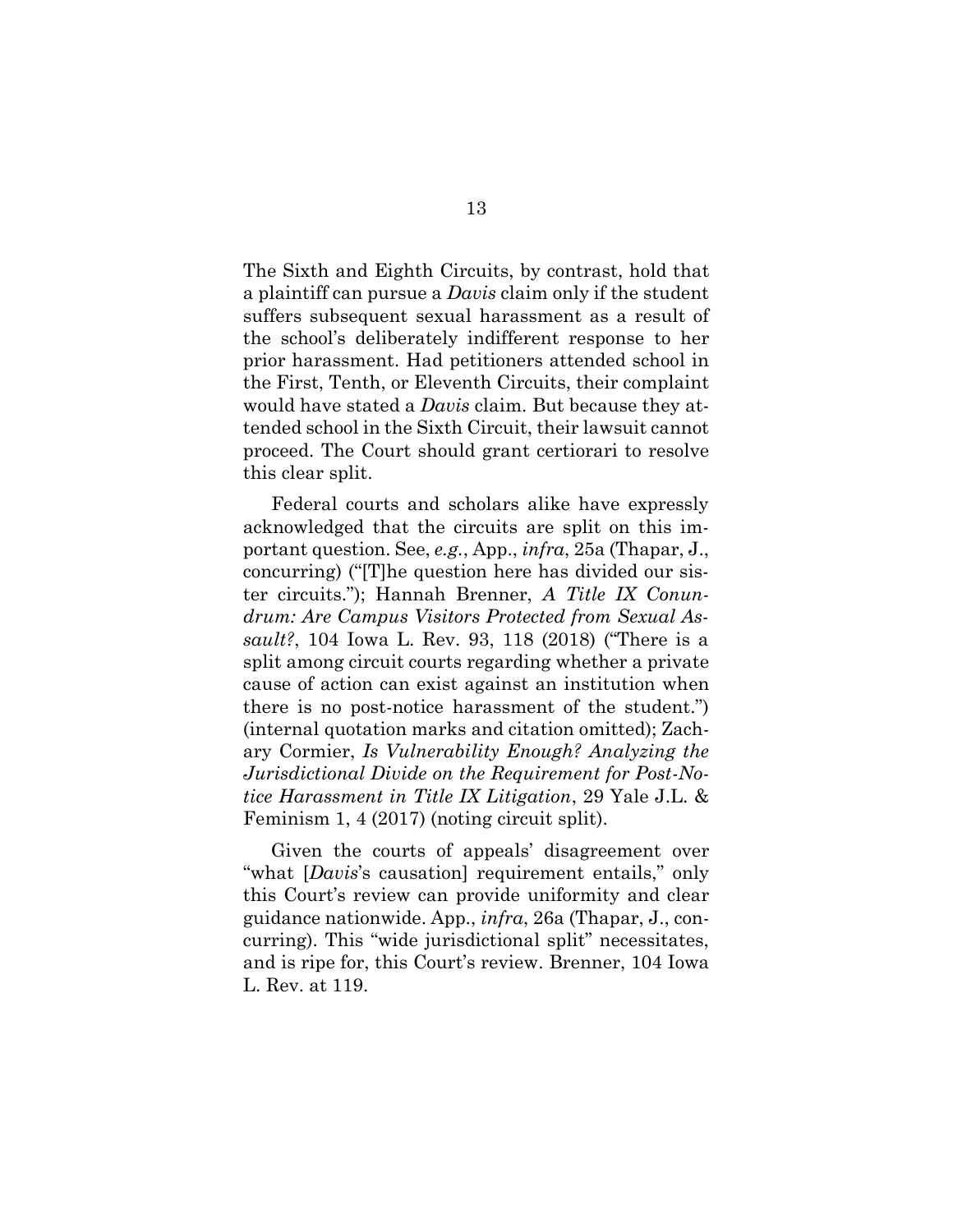The Sixth and Eighth Circuits, by contrast, hold that a plaintiff can pursue a *Davis* claim only if the student suffers subsequent sexual harassment as a result of the school's deliberately indifferent response to her prior harassment. Had petitioners attended school in the First, Tenth, or Eleventh Circuits, their complaint would have stated a *Davis* claim. But because they attended school in the Sixth Circuit, their lawsuit cannot proceed. The Court should grant certiorari to resolve this clear split.

Federal courts and scholars alike have expressly acknowledged that the circuits are split on this important question. See, *e.g.*, App., *infra*, 25a (Thapar, J., concurring) ("[T]he question here has divided our sister circuits."); Hannah Brenner, *A Title IX Conundrum: Are Campus Visitors Protected from Sexual Assault?*, 104 Iowa L. Rev. 93, 118 (2018) ("There is a split among circuit courts regarding whether a private cause of action can exist against an institution when there is no post-notice harassment of the student.") (internal quotation marks and citation omitted); Zachary Cormier, *Is Vulnerability Enough? Analyzing the Jurisdictional Divide on the Requirement for Post-Notice Harassment in Title IX Litigation*, 29 Yale J.L. & Feminism 1, 4 (2017) (noting circuit split).

Given the courts of appeals' disagreement over "what [*Davis*'s causation] requirement entails," only this Court's review can provide uniformity and clear guidance nationwide. App., *infra*, 26a (Thapar, J., concurring). This "wide jurisdictional split" necessitates, and is ripe for, this Court's review. Brenner, 104 Iowa L. Rev. at 119.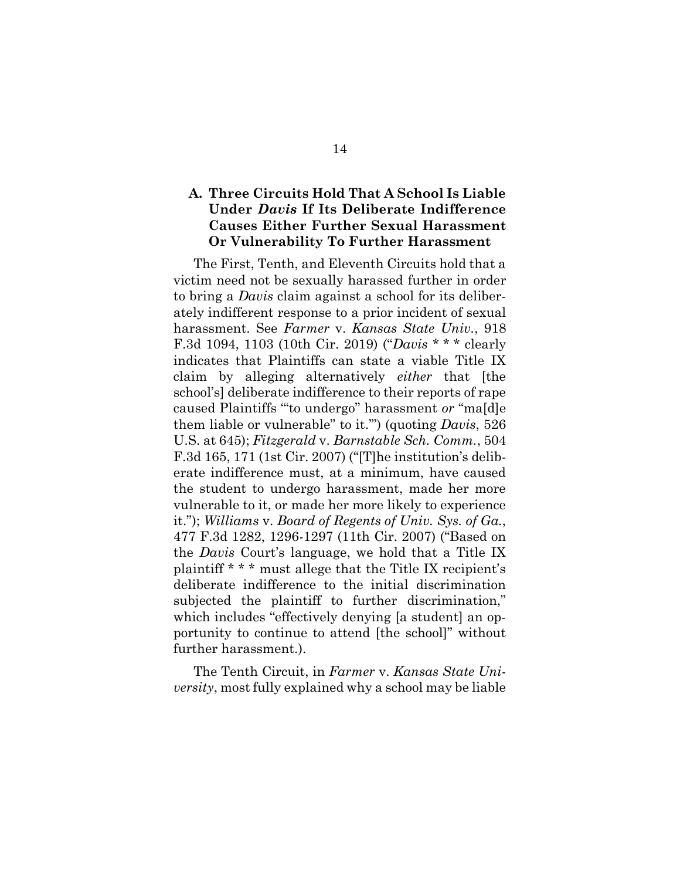### A. Three Circuits Hold That A School Is Liable Under *Davis* If Its Deliberate Indifference Causes Either Further Sexual Harassment Or Vulnerability To Further Harassment

The First, Tenth, and Eleventh Circuits hold that a victim need not be sexually harassed further in order to bring a *Davis* claim against a school for its deliberately indifferent response to a prior incident of sexual harassment. See *Farmer* v. *Kansas State Univ.*, 918 F.3d 1094, 1103 (10th Cir. 2019) ("*Davis* * * * clearly indicates that Plaintiffs can state a viable Title IX claim by alleging alternatively *either* that [the school's] deliberate indifference to their reports of rape caused Plaintiffs '"to undergo" harassment *or* "ma[d]e them liable or vulnerable" to it.'") (quoting *Davis*, 526 U.S. at 645); *Fitzgerald* v. *Barnstable Sch. Comm.*, 504 F.3d 165, 171 (1st Cir. 2007) ("[T]he institution's deliberate indifference must, at a minimum, have caused the student to undergo harassment, made her more vulnerable to it, or made her more likely to experience it."); *Williams* v. *Board of Regents of Univ. Sys. of Ga.*, 477 F.3d 1282, 1296-1297 (11th Cir. 2007) ("Based on the *Davis* Court's language, we hold that a Title IX plaintiff * * * must allege that the Title IX recipient's deliberate indifference to the initial discrimination subjected the plaintiff to further discrimination," which includes "effectively denying [a student] an opportunity to continue to attend [the school]" without further harassment.).

The Tenth Circuit, in *Farmer* v. *Kansas State University*, most fully explained why a school may be liable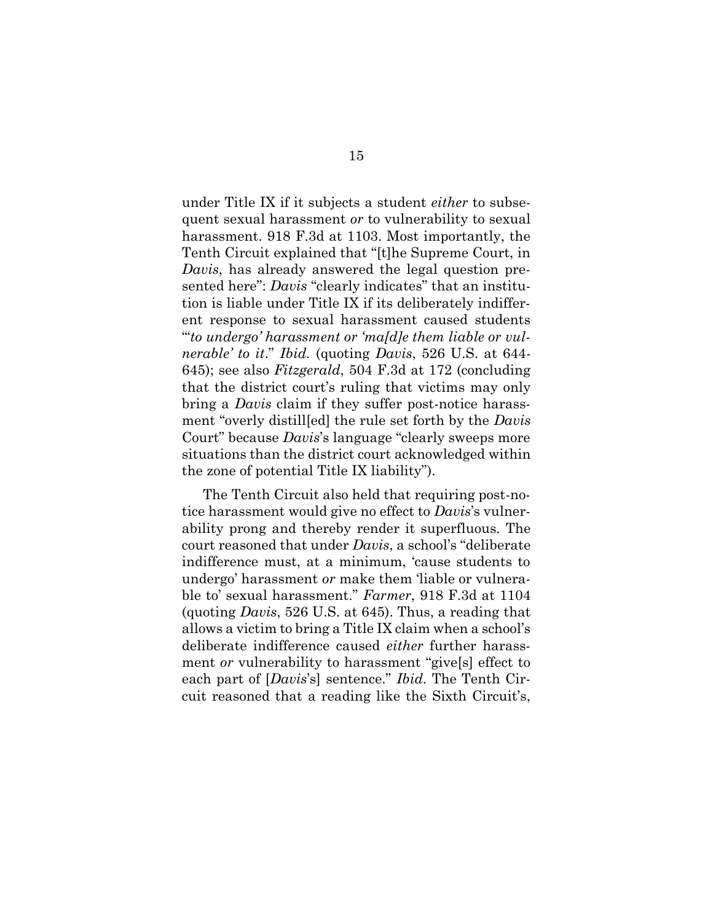under Title IX if it subjects a student *either* to subsequent sexual harassment *or* to vulnerability to sexual harassment. 918 F.3d at 1103. Most importantly, the Tenth Circuit explained that "[t]he Supreme Court, in *Davis*, has already answered the legal question presented here": *Davis* "clearly indicates" that an institution is liable under Title IX if its deliberately indifferent response to sexual harassment caused students "'*to undergo' harassment or 'ma[d]e them liable or vulnerable' to it*." *Ibid.* (quoting *Davis*, 526 U.S. at 644-645); see also *Fitzgerald*, 504 F.3d at 172 (concluding that the district court's ruling that victims may only bring a *Davis* claim if they suffer post-notice harassment "overly distill[ed] the rule set forth by the *Davis* Court" because *Davis*'s language "clearly sweeps more situations than the district court acknowledged within the zone of potential Title IX liability").

The Tenth Circuit also held that requiring post-notice harassment would give no effect to *Davis*'s vulnerability prong and thereby render it superfluous. The court reasoned that under *Davis*, a school's "deliberate indifference must, at a minimum, 'cause students to undergo' harassment *or* make them 'liable or vulnerable to' sexual harassment." *Farmer*, 918 F.3d at 1104 (quoting *Davis*, 526 U.S. at 645). Thus, a reading that allows a victim to bring a Title IX claim when a school's deliberate indifference caused *either* further harassment *or* vulnerability to harassment "give[s] effect to each part of [*Davis*'s] sentence." *Ibid.* The Tenth Circuit reasoned that a reading like the Sixth Circuit's,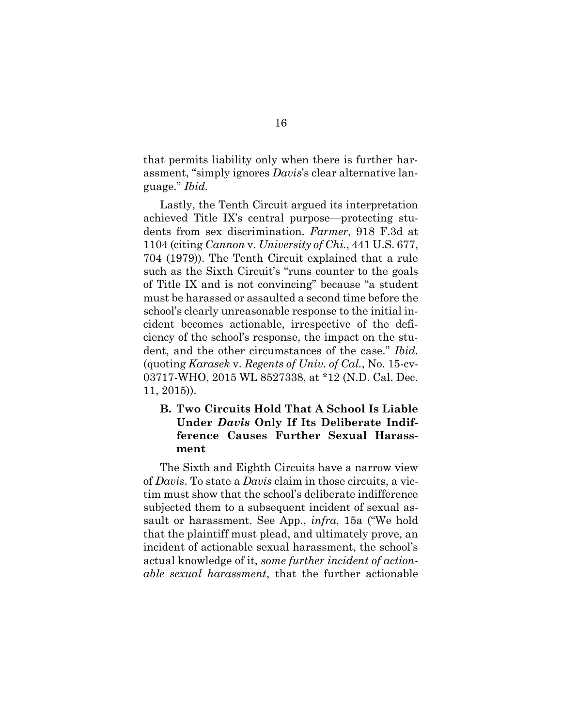that permits liability only when there is further harassment, "simply ignores *Davis*'s clear alternative language." *Ibid.*

Lastly, the Tenth Circuit argued its interpretation achieved Title IX's central purpose—protecting students from sex discrimination. *Farmer*, 918 F.3d at 1104 (citing *Cannon* v. *University of Chi.*, 441 U.S. 677, 704 (1979)). The Tenth Circuit explained that a rule such as the Sixth Circuit's "runs counter to the goals of Title IX and is not convincing" because "a student must be harassed or assaulted a second time before the school's clearly unreasonable response to the initial incident becomes actionable, irrespective of the deficiency of the school's response, the impact on the student, and the other circumstances of the case." *Ibid.* (quoting *Karasek* v. *Regents of Univ. of Cal.*, No. 15-cv-03717-WHO, 2015 WL 8527338, at *12 (N.D. Cal. Dec. 11, 2015)).

### B. Two Circuits Hold That A School Is Liable Under *Davis* Only If Its Deliberate Indifference Causes Further Sexual Harassment

The Sixth and Eighth Circuits have a narrow view of *Davis*. To state a *Davis* claim in those circuits, a victim must show that the school's deliberate indifference subjected them to a subsequent incident of sexual assault or harassment. See App., *infra*, 15a ("We hold that the plaintiff must plead, and ultimately prove, an incident of actionable sexual harassment, the school's actual knowledge of it, *some further incident of actionable sexual harassment*, that the further actionable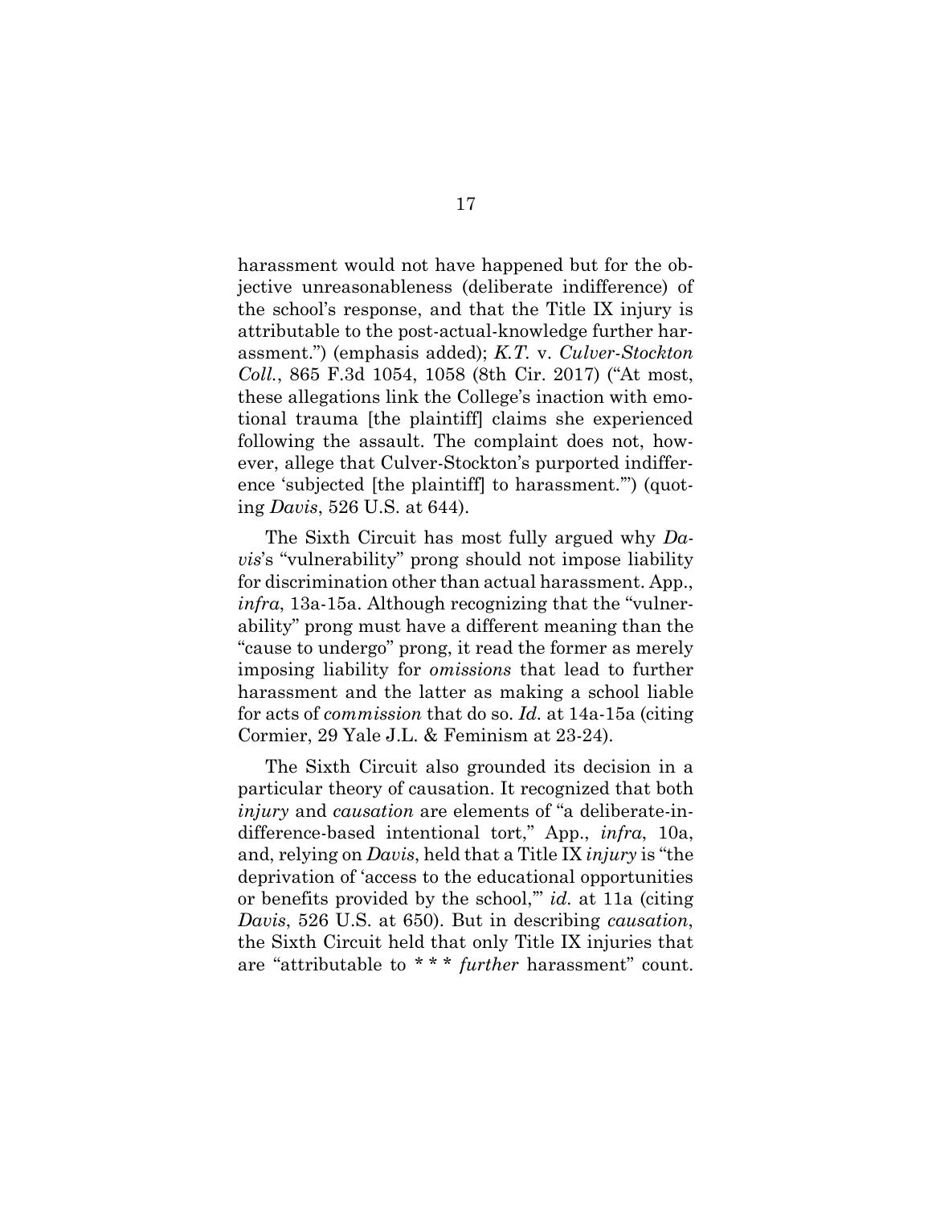harassment would not have happened but for the objective unreasonableness (deliberate indifference) of the school's response, and that the Title IX injury is attributable to the post-actual-knowledge further harassment.") (emphasis added); *K.T.* v. *Culver-Stockton Coll.*, 865 F.3d 1054, 1058 (8th Cir. 2017) ("At most, these allegations link the College's inaction with emotional trauma [the plaintiff] claims she experienced following the assault. The complaint does not, however, allege that Culver-Stockton's purported indifference 'subjected [the plaintiff] to harassment.'") (quoting *Davis*, 526 U.S. at 644).

The Sixth Circuit has most fully argued why *Davis*'s "vulnerability" prong should not impose liability for discrimination other than actual harassment. App., *infra*, 13a-15a. Although recognizing that the "vulnerability" prong must have a different meaning than the "cause to undergo" prong, it read the former as merely imposing liability for *omissions* that lead to further harassment and the latter as making a school liable for acts of *commission* that do so. *Id.* at 14a-15a (citing Cormier, 29 Yale J.L. & Feminism at 23-24).

The Sixth Circuit also grounded its decision in a particular theory of causation. It recognized that both *injury* and *causation* are elements of "a deliberate-indifference-based intentional tort," App., *infra*, 10a, and, relying on *Davis*, held that a Title IX *injury* is "the deprivation of 'access to the educational opportunities or benefits provided by the school,'" *id.* at 11a (citing *Davis*, 526 U.S. at 650). But in describing *causation*, the Sixth Circuit held that only Title IX injuries that are "attributable to * * * *further* harassment" count.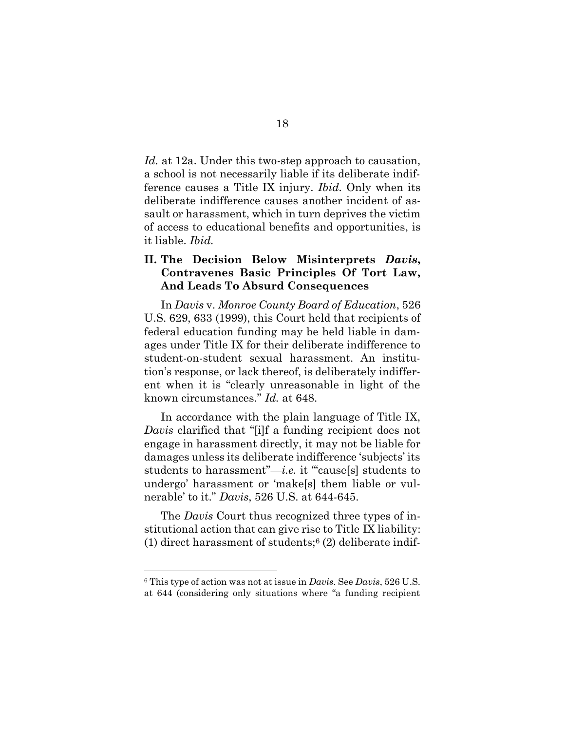*Id.* at 12a. Under this two-step approach to causation, a school is not necessarily liable if its deliberate indifference causes a Title IX injury. *Ibid.* Only when its deliberate indifference causes another incident of assault or harassment, which in turn deprives the victim of access to educational benefits and opportunities, is it liable. *Ibid.*

## II. The Decision Below Misinterprets *Davis*, Contravenes Basic Principles Of Tort Law, And Leads To Absurd Consequences

In *Davis* v. *Monroe County Board of Education*, 526 U.S. 629, 633 (1999), this Court held that recipients of federal education funding may be held liable in damages under Title IX for their deliberate indifference to student-on-student sexual harassment. An institution's response, or lack thereof, is deliberately indifferent when it is "clearly unreasonable in light of the known circumstances." *Id.* at 648.

In accordance with the plain language of Title IX, *Davis* clarified that "[i]f a funding recipient does not engage in harassment directly, it may not be liable for damages unless its deliberate indifference 'subjects' its students to harassment"—*i.e.* it "'cause[s] students to undergo' harassment or 'make[s] them liable or vulnerable' to it." *Davis*, 526 U.S. at 644-645.

The *Davis* Court thus recognized three types of institutional action that can give rise to Title IX liability: (1) direct harassment of students;[6] (2) deliberate indif-

[6] This type of action was not at issue in *Davis*. See *Davis*, 526 U.S. at 644 (considering only situations where "a funding recipient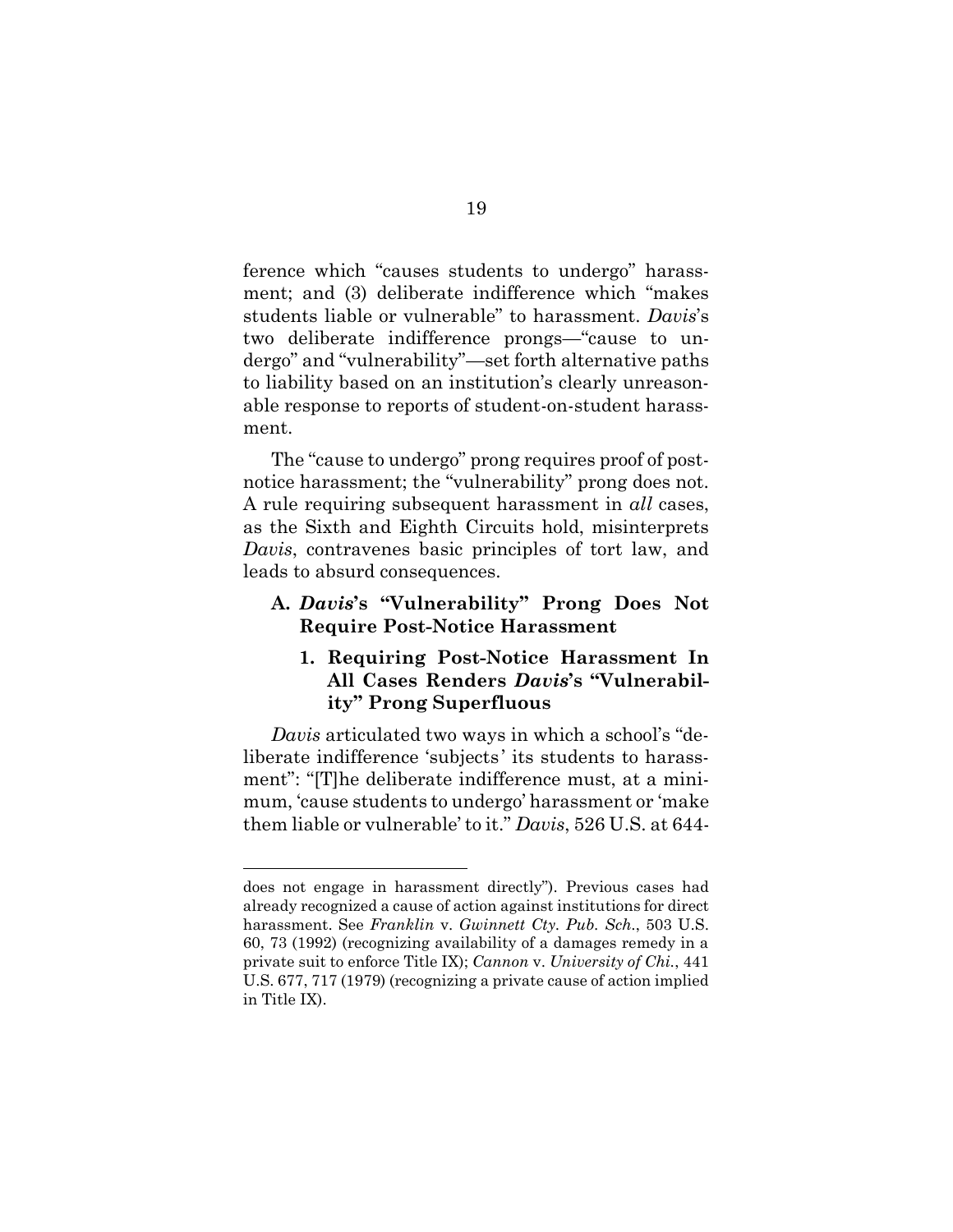ference which "causes students to undergo" harassment; and (3) deliberate indifference which "makes students liable or vulnerable" to harassment. *Davis*'s two deliberate indifference prongs—"cause to undergo" and "vulnerability"—set forth alternative paths to liability based on an institution's clearly unreasonable response to reports of student-on-student harassment.

The "cause to undergo" prong requires proof of post-notice harassment; the "vulnerability" prong does not. A rule requiring subsequent harassment in *all* cases, as the Sixth and Eighth Circuits hold, misinterprets *Davis*, contravenes basic principles of tort law, and leads to absurd consequences.

### A. *Davis*'s "Vulnerability" Prong Does Not Require Post-Notice Harassment

#### 1. Requiring Post-Notice Harassment In All Cases Renders *Davis*'s "Vulnerability" Prong Superfluous

*Davis* articulated two ways in which a school's "deliberate indifference 'subjects' its students to harassment": "[T]he deliberate indifference must, at a minimum, 'cause students to undergo' harassment or 'make them liable or vulnerable' to it." *Davis*, 526 U.S. at 644-

---

does not engage in harassment directly"). Previous cases had already recognized a cause of action against institutions for direct harassment. See *Franklin* v. *Gwinnett Cty. Pub. Sch.*, 503 U.S. 60, 73 (1992) (recognizing availability of a damages remedy in a private suit to enforce Title IX); *Cannon* v. *University of Chi.*, 441 U.S. 677, 717 (1979) (recognizing a private cause of action implied in Title IX).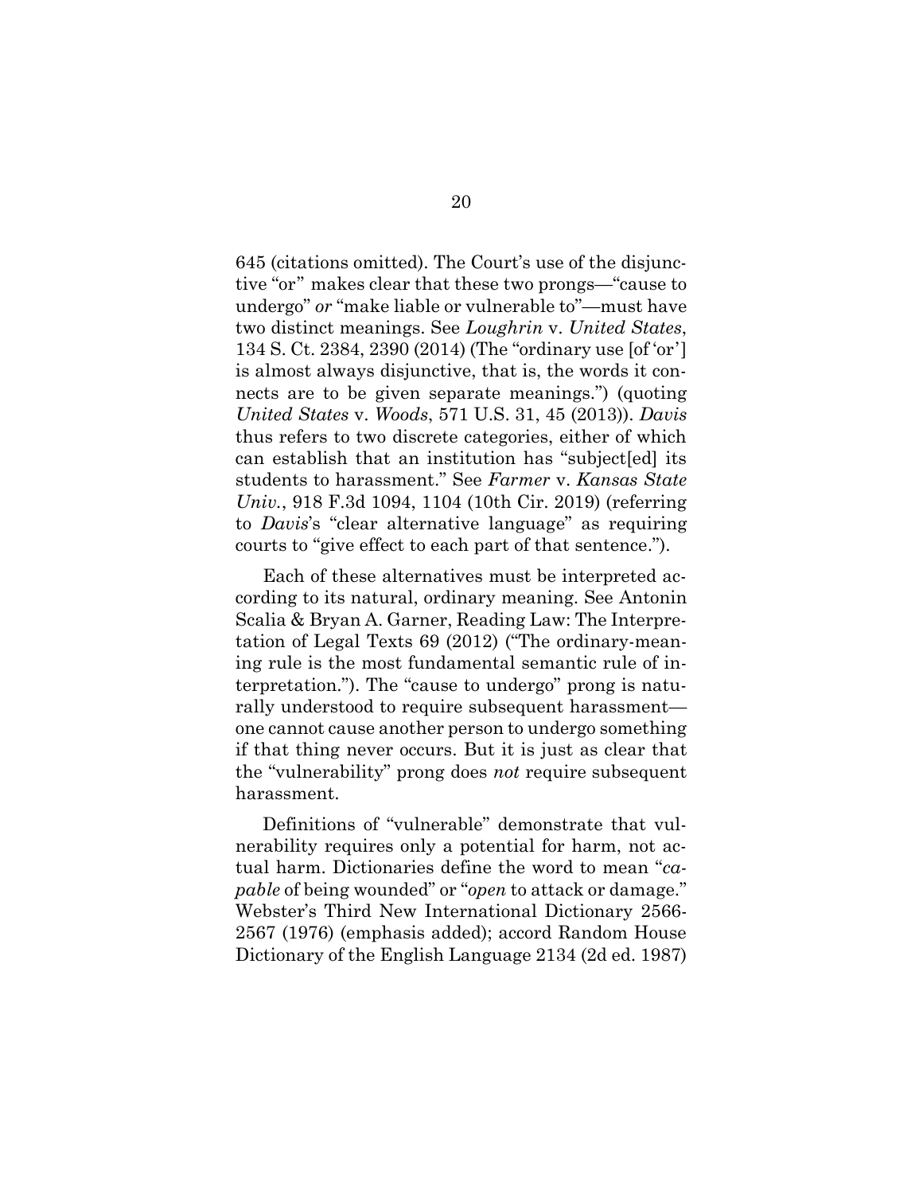645 (citations omitted). The Court's use of the disjunctive "or" makes clear that these two prongs—"cause to undergo" *or* "make liable or vulnerable to"—must have two distinct meanings. See *Loughrin* v. *United States*, 134 S. Ct. 2384, 2390 (2014) (The "ordinary use [of 'or'] is almost always disjunctive, that is, the words it connects are to be given separate meanings.") (quoting *United States* v. *Woods*, 571 U.S. 31, 45 (2013)). *Davis* thus refers to two discrete categories, either of which can establish that an institution has "subject[ed] its students to harassment." See *Farmer* v. *Kansas State Univ.*, 918 F.3d 1094, 1104 (10th Cir. 2019) (referring to *Davis*'s "clear alternative language" as requiring courts to "give effect to each part of that sentence.").

Each of these alternatives must be interpreted according to its natural, ordinary meaning. See Antonin Scalia & Bryan A. Garner, Reading Law: The Interpretation of Legal Texts 69 (2012) ("The ordinary-meaning rule is the most fundamental semantic rule of interpretation."). The "cause to undergo" prong is naturally understood to require subsequent harassment—one cannot cause another person to undergo something if that thing never occurs. But it is just as clear that the "vulnerability" prong does *not* require subsequent harassment.

Definitions of "vulnerable" demonstrate that vulnerability requires only a potential for harm, not actual harm. Dictionaries define the word to mean "*capable* of being wounded" or "*open* to attack or damage." Webster's Third New International Dictionary 2566-2567 (1976) (emphasis added); accord Random House Dictionary of the English Language 2134 (2d ed. 1987)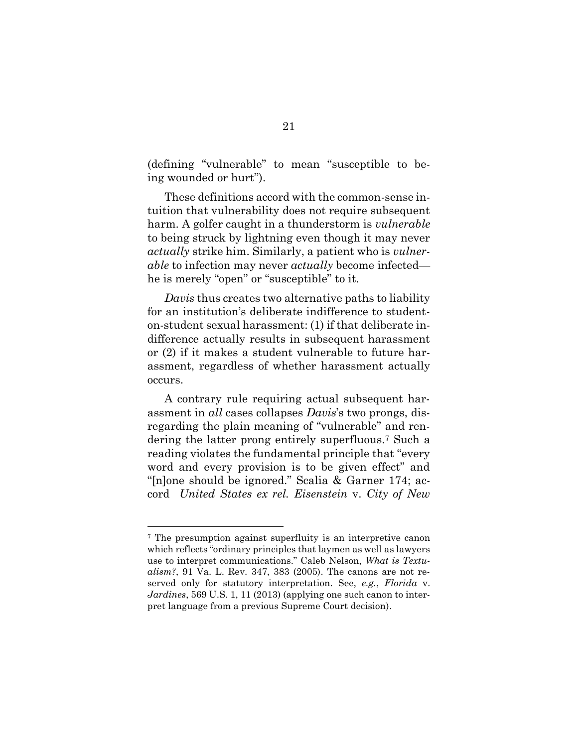(defining "vulnerable" to mean "susceptible to being wounded or hurt").

These definitions accord with the common-sense intuition that vulnerability does not require subsequent harm. A golfer caught in a thunderstorm is *vulnerable* to being struck by lightning even though it may never *actually* strike him. Similarly, a patient who is *vulnerable* to infection may never *actually* become infected—he is merely "open" or "susceptible" to it.

*Davis* thus creates two alternative paths to liability for an institution's deliberate indifference to student-on-student sexual harassment: (1) if that deliberate indifference actually results in subsequent harassment or (2) if it makes a student vulnerable to future harassment, regardless of whether harassment actually occurs.

A contrary rule requiring actual subsequent harassment in *all* cases collapses *Davis*'s two prongs, disregarding the plain meaning of "vulnerable" and rendering the latter prong entirely superfluous.[7] Such a reading violates the fundamental principle that "every word and every provision is to be given effect" and "[n]one should be ignored." Scalia & Garner 174; accord *United States ex rel. Eisenstein* v. *City of New*

---

[7] The presumption against superfluity is an interpretive canon which reflects "ordinary principles that laymen as well as lawyers use to interpret communications." Caleb Nelson, *What is Textualism?*, 91 Va. L. Rev. 347, 383 (2005). The canons are not reserved only for statutory interpretation. See, *e.g.*, *Florida* v. *Jardines*, 569 U.S. 1, 11 (2013) (applying one such canon to interpret language from a previous Supreme Court decision).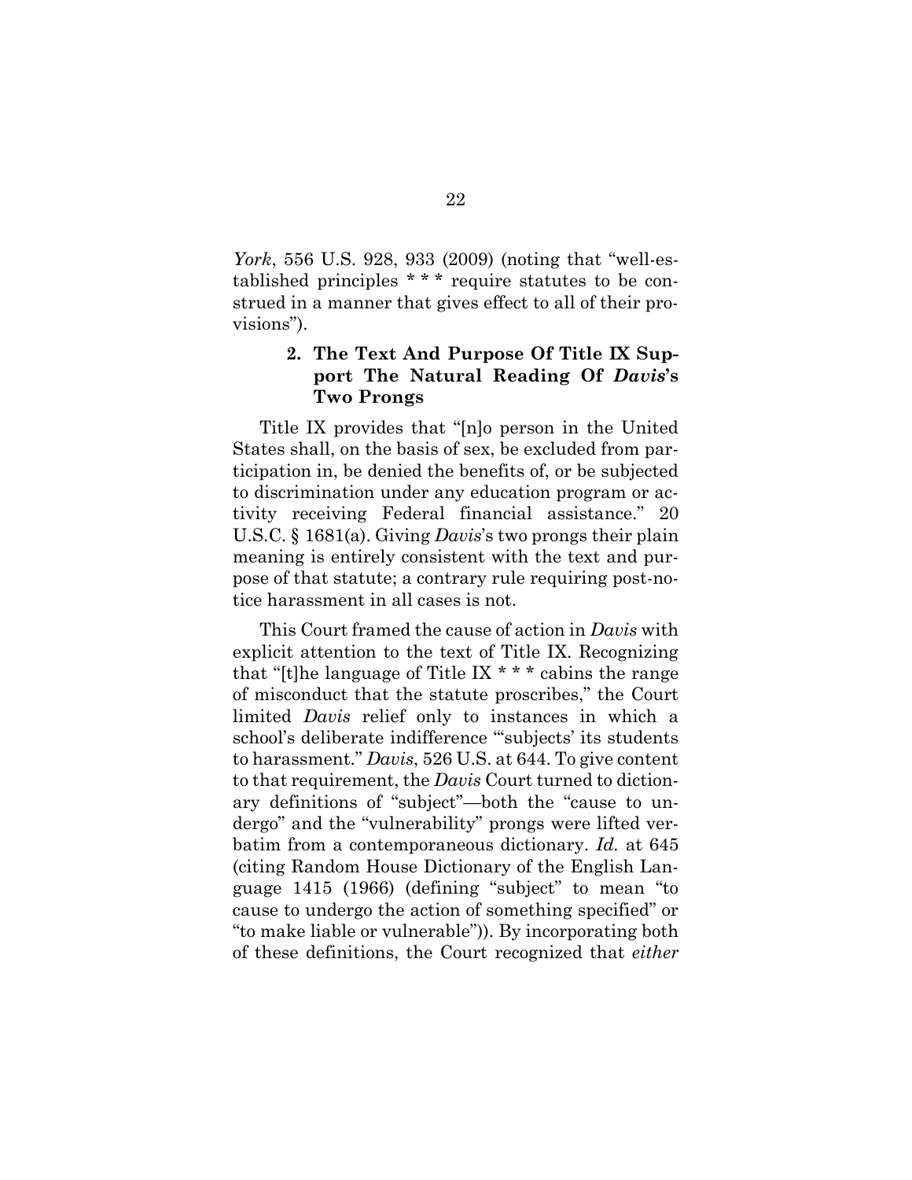*York*, 556 U.S. 928, 933 (2009) (noting that "well-established principles * * * require statutes to be construed in a manner that gives effect to all of their provisions").

#### 2. The Text And Purpose Of Title IX Support The Natural Reading Of *Davis*'s Two Prongs

Title IX provides that "[n]o person in the United States shall, on the basis of sex, be excluded from participation in, be denied the benefits of, or be subjected to discrimination under any education program or activity receiving Federal financial assistance." 20 U.S.C. § 1681(a). Giving *Davis*'s two prongs their plain meaning is entirely consistent with the text and purpose of that statute; a contrary rule requiring post-notice harassment in all cases is not.

This Court framed the cause of action in *Davis* with explicit attention to the text of Title IX. Recognizing that "[t]he language of Title IX * * * cabins the range of misconduct that the statute proscribes," the Court limited *Davis* relief only to instances in which a school's deliberate indifference "'subjects' its students to harassment." *Davis*, 526 U.S. at 644. To give content to that requirement, the *Davis* Court turned to dictionary definitions of "subject"—both the "cause to undergo" and the "vulnerability" prongs were lifted verbatim from a contemporaneous dictionary. *Id.* at 645 (citing Random House Dictionary of the English Language 1415 (1966) (defining "subject" to mean "to cause to undergo the action of something specified" or "to make liable or vulnerable")). By incorporating both of these definitions, the Court recognized that *either*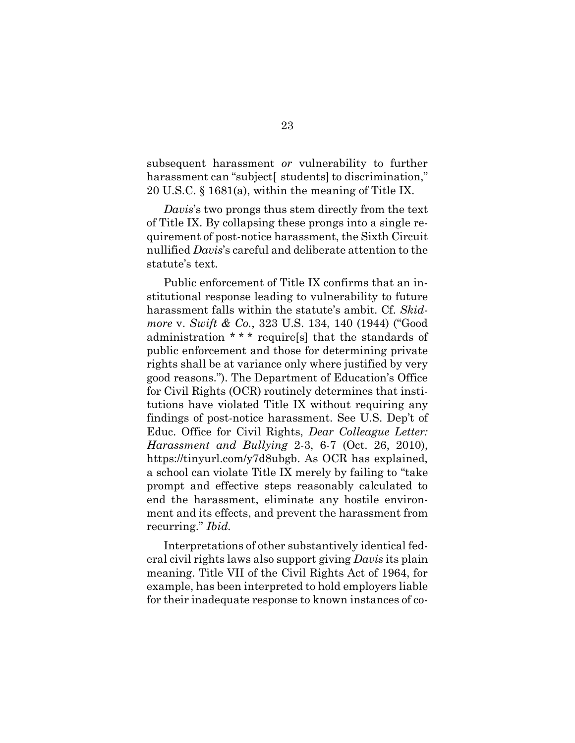subsequent harassment *or* vulnerability to further harassment can "subject[ students] to discrimination," 20 U.S.C. § 1681(a), within the meaning of Title IX.

*Davis*'s two prongs thus stem directly from the text of Title IX. By collapsing these prongs into a single requirement of post-notice harassment, the Sixth Circuit nullified *Davis*'s careful and deliberate attention to the statute's text.

Public enforcement of Title IX confirms that an institutional response leading to vulnerability to future harassment falls within the statute's ambit. Cf. *Skidmore* v. *Swift & Co.*, 323 U.S. 134, 140 (1944) ("Good administration * * * require[s] that the standards of public enforcement and those for determining private rights shall be at variance only where justified by very good reasons."). The Department of Education's Office for Civil Rights (OCR) routinely determines that institutions have violated Title IX without requiring any findings of post-notice harassment. See U.S. Dep't of Educ. Office for Civil Rights, *Dear Colleague Letter: Harassment and Bullying* 2-3, 6-7 (Oct. 26, 2010), https://tinyurl.com/y7d8ubgb. As OCR has explained, a school can violate Title IX merely by failing to "take prompt and effective steps reasonably calculated to end the harassment, eliminate any hostile environment and its effects, and prevent the harassment from recurring." *Ibid.*

Interpretations of other substantively identical federal civil rights laws also support giving *Davis* its plain meaning. Title VII of the Civil Rights Act of 1964, for example, has been interpreted to hold employers liable for their inadequate response to known instances of co-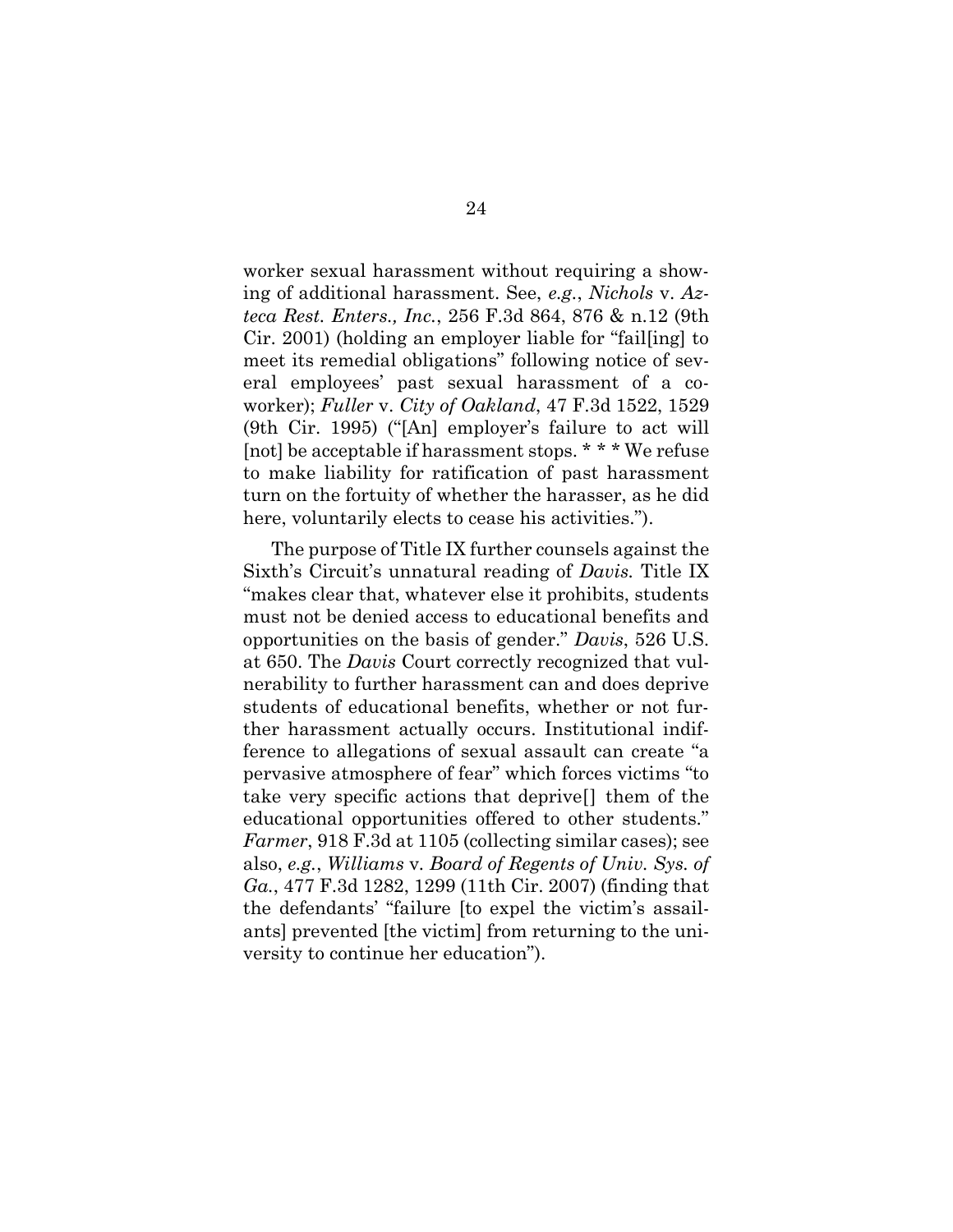worker sexual harassment without requiring a showing of additional harassment. See, *e.g.*, *Nichols* v. *Azteca Rest. Enters., Inc.*, 256 F.3d 864, 876 & n.12 (9th Cir. 2001) (holding an employer liable for "fail[ing] to meet its remedial obligations" following notice of several employees' past sexual harassment of a coworker); *Fuller* v. *City of Oakland*, 47 F.3d 1522, 1529 (9th Cir. 1995) ("[An] employer's failure to act will [not] be acceptable if harassment stops. * * * We refuse to make liability for ratification of past harassment turn on the fortuity of whether the harasser, as he did here, voluntarily elects to cease his activities.").

The purpose of Title IX further counsels against the Sixth's Circuit's unnatural reading of *Davis.* Title IX "makes clear that, whatever else it prohibits, students must not be denied access to educational benefits and opportunities on the basis of gender." *Davis*, 526 U.S. at 650. The *Davis* Court correctly recognized that vulnerability to further harassment can and does deprive students of educational benefits, whether or not further harassment actually occurs. Institutional indifference to allegations of sexual assault can create "a pervasive atmosphere of fear" which forces victims "to take very specific actions that deprive[] them of the educational opportunities offered to other students." *Farmer*, 918 F.3d at 1105 (collecting similar cases); see also, *e.g.*, *Williams* v. *Board of Regents of Univ. Sys. of Ga.*, 477 F.3d 1282, 1299 (11th Cir. 2007) (finding that the defendants' "failure [to expel the victim's assailants] prevented [the victim] from returning to the university to continue her education").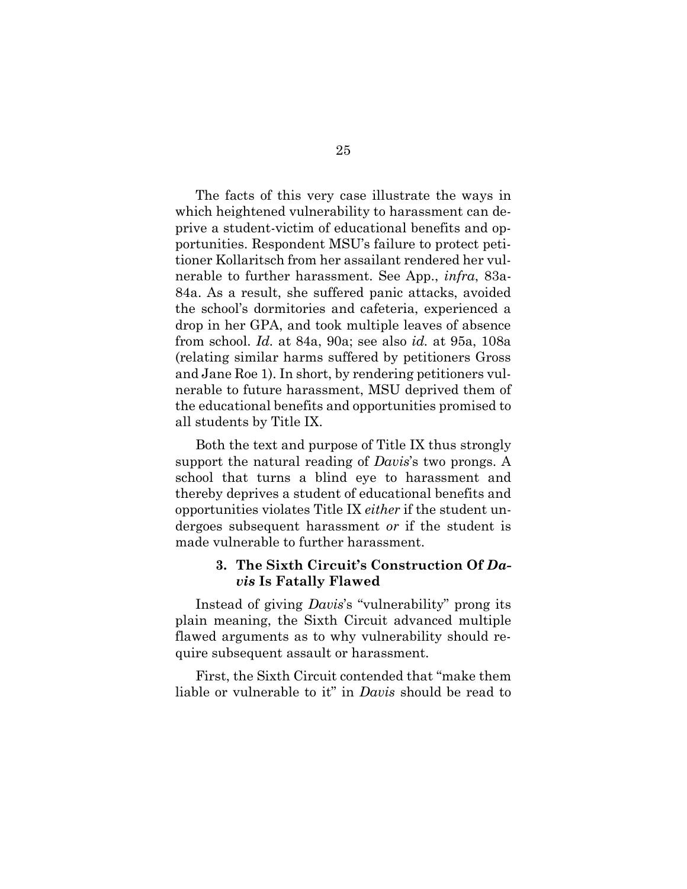The facts of this very case illustrate the ways in which heightened vulnerability to harassment can deprive a student-victim of educational benefits and opportunities. Respondent MSU's failure to protect petitioner Kollaritsch from her assailant rendered her vulnerable to further harassment. See App., *infra*, 83a-84a. As a result, she suffered panic attacks, avoided the school's dormitories and cafeteria, experienced a drop in her GPA, and took multiple leaves of absence from school. *Id.* at 84a, 90a; see also *id.* at 95a, 108a (relating similar harms suffered by petitioners Gross and Jane Roe 1). In short, by rendering petitioners vulnerable to future harassment, MSU deprived them of the educational benefits and opportunities promised to all students by Title IX.

Both the text and purpose of Title IX thus strongly support the natural reading of *Davis*'s two prongs. A school that turns a blind eye to harassment and thereby deprives a student of educational benefits and opportunities violates Title IX *either* if the student undergoes subsequent harassment *or* if the student is made vulnerable to further harassment.

### 3. The Sixth Circuit's Construction Of *Davis* Is Fatally Flawed

Instead of giving *Davis*'s "vulnerability" prong its plain meaning, the Sixth Circuit advanced multiple flawed arguments as to why vulnerability should require subsequent assault or harassment.

First, the Sixth Circuit contended that "make them liable or vulnerable to it" in *Davis* should be read to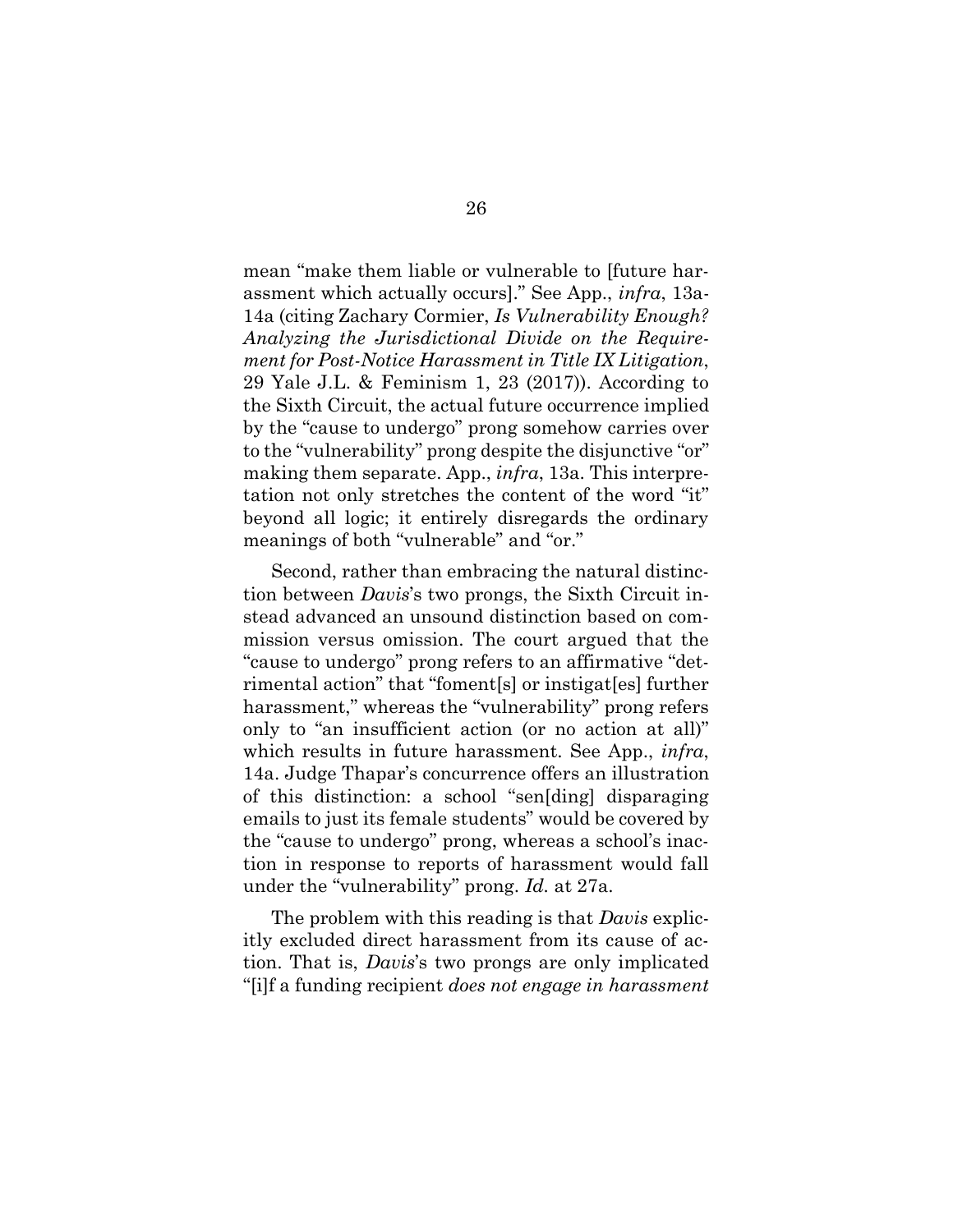mean "make them liable or vulnerable to [future harassment which actually occurs]." See App., *infra*, 13a-14a (citing Zachary Cormier, *Is Vulnerability Enough? Analyzing the Jurisdictional Divide on the Requirement for Post-Notice Harassment in Title IX Litigation*, 29 Yale J.L. & Feminism 1, 23 (2017)). According to the Sixth Circuit, the actual future occurrence implied by the "cause to undergo" prong somehow carries over to the "vulnerability" prong despite the disjunctive "or" making them separate. App., *infra*, 13a. This interpretation not only stretches the content of the word "it" beyond all logic; it entirely disregards the ordinary meanings of both "vulnerable" and "or."

Second, rather than embracing the natural distinction between *Davis*'s two prongs, the Sixth Circuit instead advanced an unsound distinction based on commission versus omission. The court argued that the "cause to undergo" prong refers to an affirmative "detrimental action" that "foment[s] or instigat[es] further harassment," whereas the "vulnerability" prong refers only to "an insufficient action (or no action at all)" which results in future harassment. See App., *infra*, 14a. Judge Thapar's concurrence offers an illustration of this distinction: a school "sen[ding] disparaging emails to just its female students" would be covered by the "cause to undergo" prong, whereas a school's inaction in response to reports of harassment would fall under the "vulnerability" prong. *Id.* at 27a.

The problem with this reading is that *Davis* explicitly excluded direct harassment from its cause of action. That is, *Davis*'s two prongs are only implicated "[i]f a funding recipient *does not engage in harassment*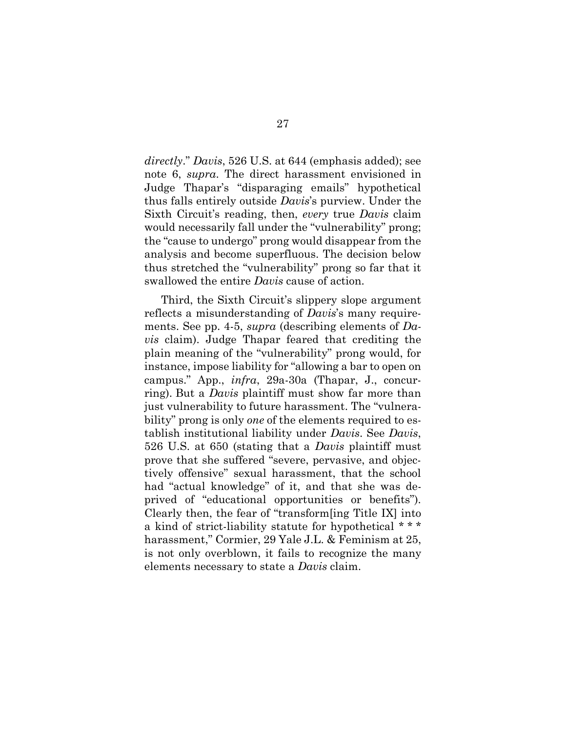*directly*." *Davis*, 526 U.S. at 644 (emphasis added); see note 6, *supra*. The direct harassment envisioned in Judge Thapar's "disparaging emails" hypothetical thus falls entirely outside *Davis*'s purview. Under the Sixth Circuit's reading, then, *every* true *Davis* claim would necessarily fall under the "vulnerability" prong; the "cause to undergo" prong would disappear from the analysis and become superfluous. The decision below thus stretched the "vulnerability" prong so far that it swallowed the entire *Davis* cause of action.

Third, the Sixth Circuit's slippery slope argument reflects a misunderstanding of *Davis*'s many requirements. See pp. 4-5, *supra* (describing elements of *Davis* claim). Judge Thapar feared that crediting the plain meaning of the "vulnerability" prong would, for instance, impose liability for "allowing a bar to open on campus." App., *infra*, 29a-30a (Thapar, J., concurring). But a *Davis* plaintiff must show far more than just vulnerability to future harassment. The "vulnerability" prong is only *one* of the elements required to establish institutional liability under *Davis*. See *Davis*, 526 U.S. at 650 (stating that a *Davis* plaintiff must prove that she suffered "severe, pervasive, and objectively offensive" sexual harassment, that the school had "actual knowledge" of it, and that she was deprived of "educational opportunities or benefits"). Clearly then, the fear of "transform[ing Title IX] into a kind of strict-liability statute for hypothetical * * * harassment," Cormier, 29 Yale J.L. & Feminism at 25, is not only overblown, it fails to recognize the many elements necessary to state a *Davis* claim.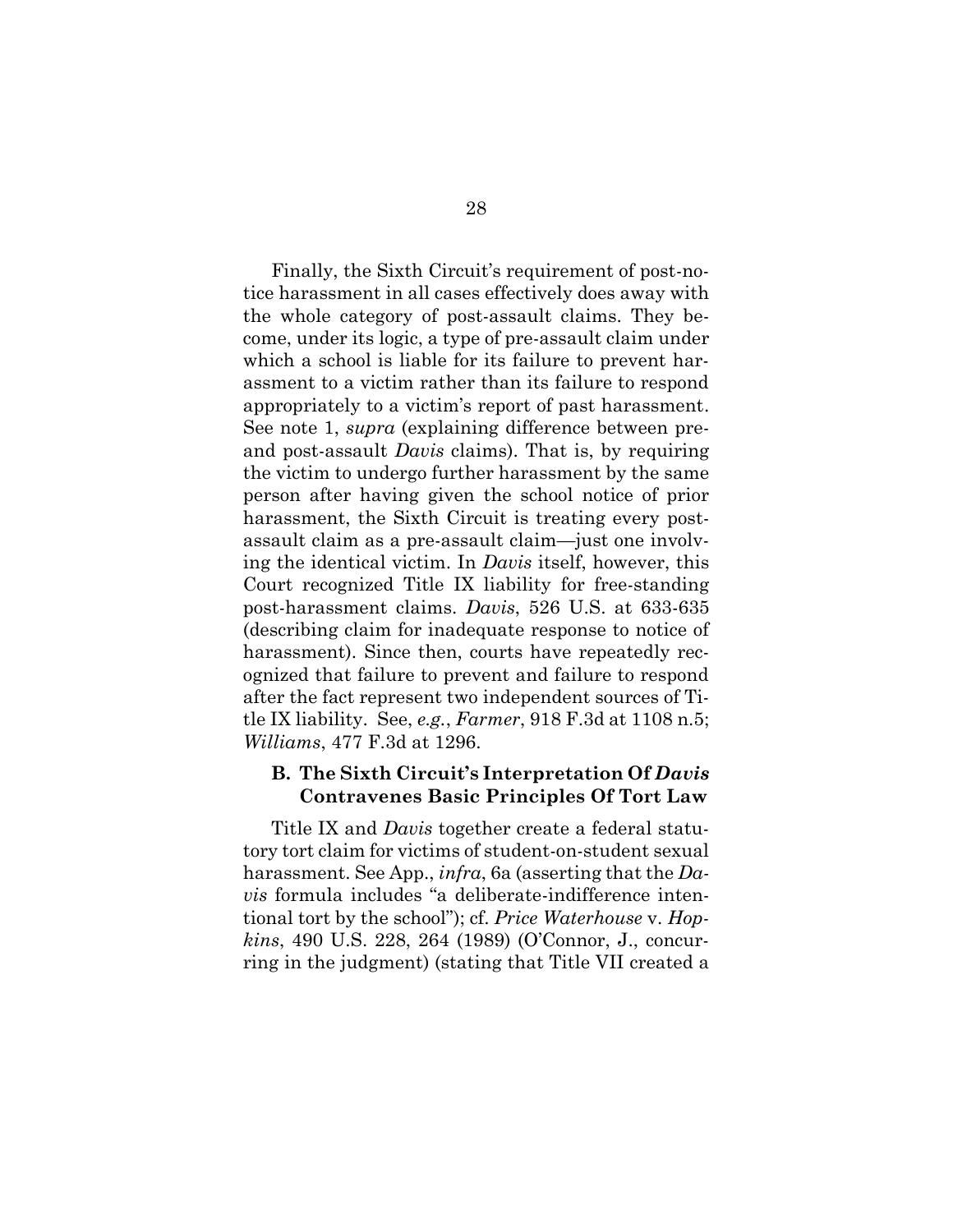Finally, the Sixth Circuit's requirement of post-notice harassment in all cases effectively does away with the whole category of post-assault claims. They become, under its logic, a type of pre-assault claim under which a school is liable for its failure to prevent harassment to a victim rather than its failure to respond appropriately to a victim's report of past harassment. See note 1, *supra* (explaining difference between pre- and post-assault *Davis* claims). That is, by requiring the victim to undergo further harassment by the same person after having given the school notice of prior harassment, the Sixth Circuit is treating every post-assault claim as a pre-assault claim—just one involving the identical victim. In *Davis* itself, however, this Court recognized Title IX liability for free-standing post-harassment claims. *Davis*, 526 U.S. at 633-635 (describing claim for inadequate response to notice of harassment). Since then, courts have repeatedly recognized that failure to prevent and failure to respond after the fact represent two independent sources of Title IX liability. See, *e.g.*, *Farmer*, 918 F.3d at 1108 n.5; *Williams*, 477 F.3d at 1296.

### B. The Sixth Circuit's Interpretation Of *Davis* Contravenes Basic Principles Of Tort Law

Title IX and *Davis* together create a federal statutory tort claim for victims of student-on-student sexual harassment. See App., *infra*, 6a (asserting that the *Davis* formula includes "a deliberate-indifference intentional tort by the school"); cf. *Price Waterhouse* v. *Hopkins*, 490 U.S. 228, 264 (1989) (O'Connor, J., concurring in the judgment) (stating that Title VII created a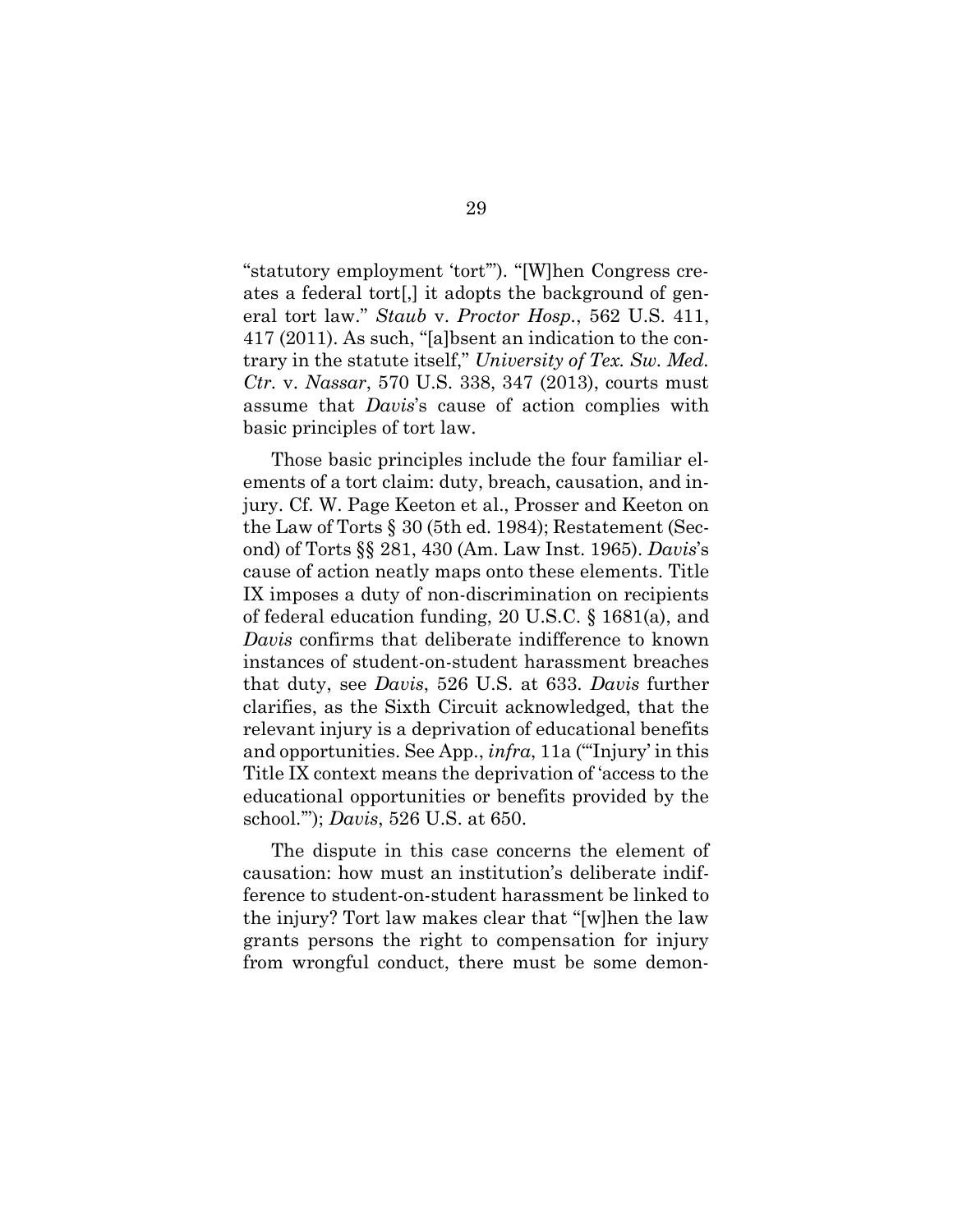"statutory employment 'tort'"). "[W]hen Congress creates a federal tort[,] it adopts the background of general tort law." *Staub* v. *Proctor Hosp.*, 562 U.S. 411, 417 (2011). As such, "[a]bsent an indication to the contrary in the statute itself," *University of Tex. Sw. Med. Ctr.* v. *Nassar*, 570 U.S. 338, 347 (2013), courts must assume that *Davis*'s cause of action complies with basic principles of tort law.

Those basic principles include the four familiar elements of a tort claim: duty, breach, causation, and injury. Cf. W. Page Keeton et al., Prosser and Keeton on the Law of Torts § 30 (5th ed. 1984); Restatement (Second) of Torts §§ 281, 430 (Am. Law Inst. 1965). *Davis*'s cause of action neatly maps onto these elements. Title IX imposes a duty of non-discrimination on recipients of federal education funding, 20 U.S.C. § 1681(a), and *Davis* confirms that deliberate indifference to known instances of student-on-student harassment breaches that duty, see *Davis*, 526 U.S. at 633. *Davis* further clarifies, as the Sixth Circuit acknowledged, that the relevant injury is a deprivation of educational benefits and opportunities. See App., *infra*, 11a ("'Injury' in this Title IX context means the deprivation of 'access to the educational opportunities or benefits provided by the school.'"); *Davis*, 526 U.S. at 650.

The dispute in this case concerns the element of causation: how must an institution's deliberate indifference to student-on-student harassment be linked to the injury? Tort law makes clear that "[w]hen the law grants persons the right to compensation for injury from wrongful conduct, there must be some demon-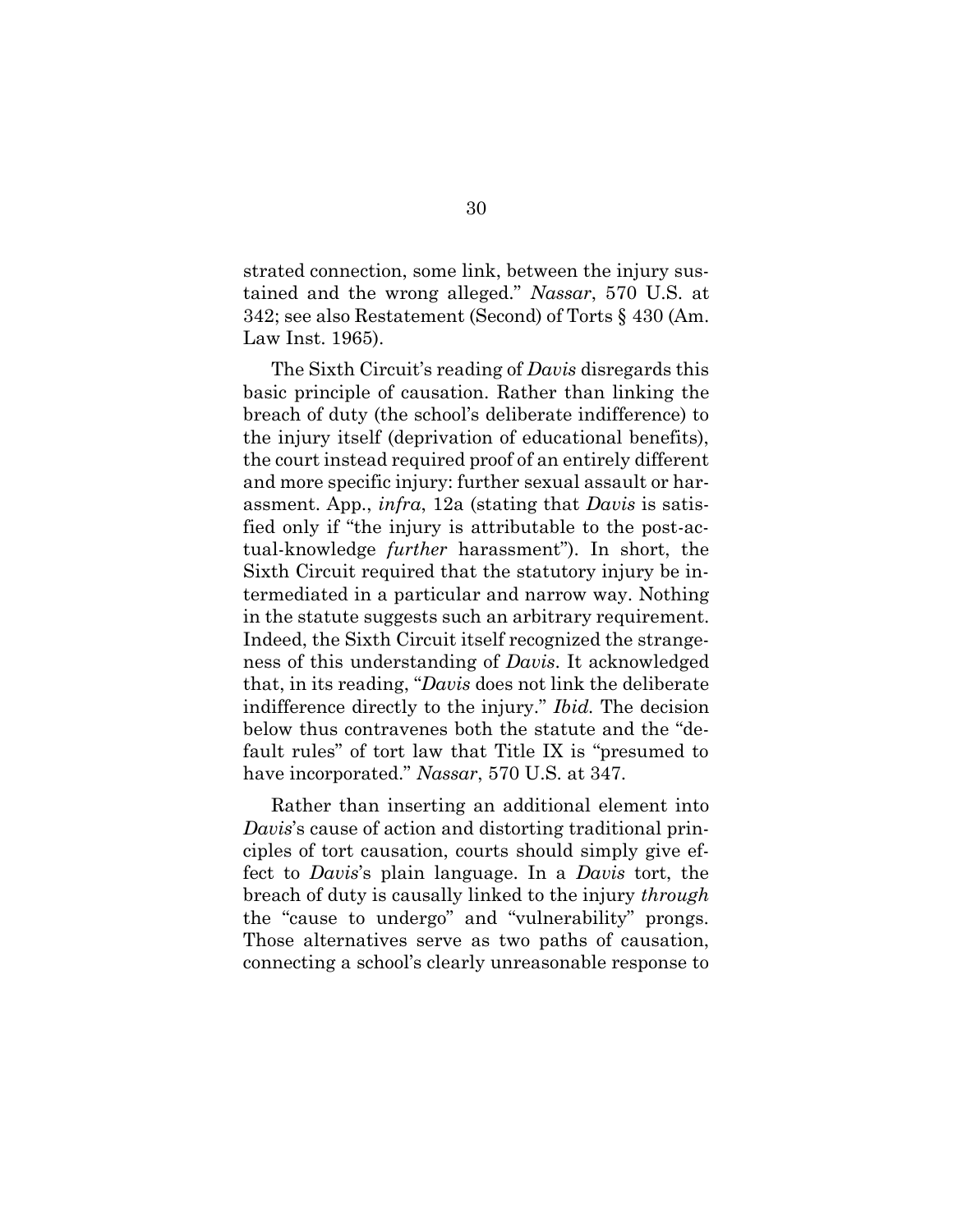strated connection, some link, between the injury sustained and the wrong alleged." *Nassar*, 570 U.S. at 342; see also Restatement (Second) of Torts § 430 (Am. Law Inst. 1965).

The Sixth Circuit's reading of *Davis* disregards this basic principle of causation. Rather than linking the breach of duty (the school's deliberate indifference) to the injury itself (deprivation of educational benefits), the court instead required proof of an entirely different and more specific injury: further sexual assault or harassment. App., *infra*, 12a (stating that *Davis* is satisfied only if "the injury is attributable to the post-actual-knowledge *further* harassment"). In short, the Sixth Circuit required that the statutory injury be intermediated in a particular and narrow way. Nothing in the statute suggests such an arbitrary requirement. Indeed, the Sixth Circuit itself recognized the strangeness of this understanding of *Davis*. It acknowledged that, in its reading, "*Davis* does not link the deliberate indifference directly to the injury." *Ibid.* The decision below thus contravenes both the statute and the "default rules" of tort law that Title IX is "presumed to have incorporated." *Nassar*, 570 U.S. at 347.

Rather than inserting an additional element into *Davis*'s cause of action and distorting traditional principles of tort causation, courts should simply give effect to *Davis*'s plain language. In a *Davis* tort, the breach of duty is causally linked to the injury *through* the "cause to undergo" and "vulnerability" prongs. Those alternatives serve as two paths of causation, connecting a school's clearly unreasonable response to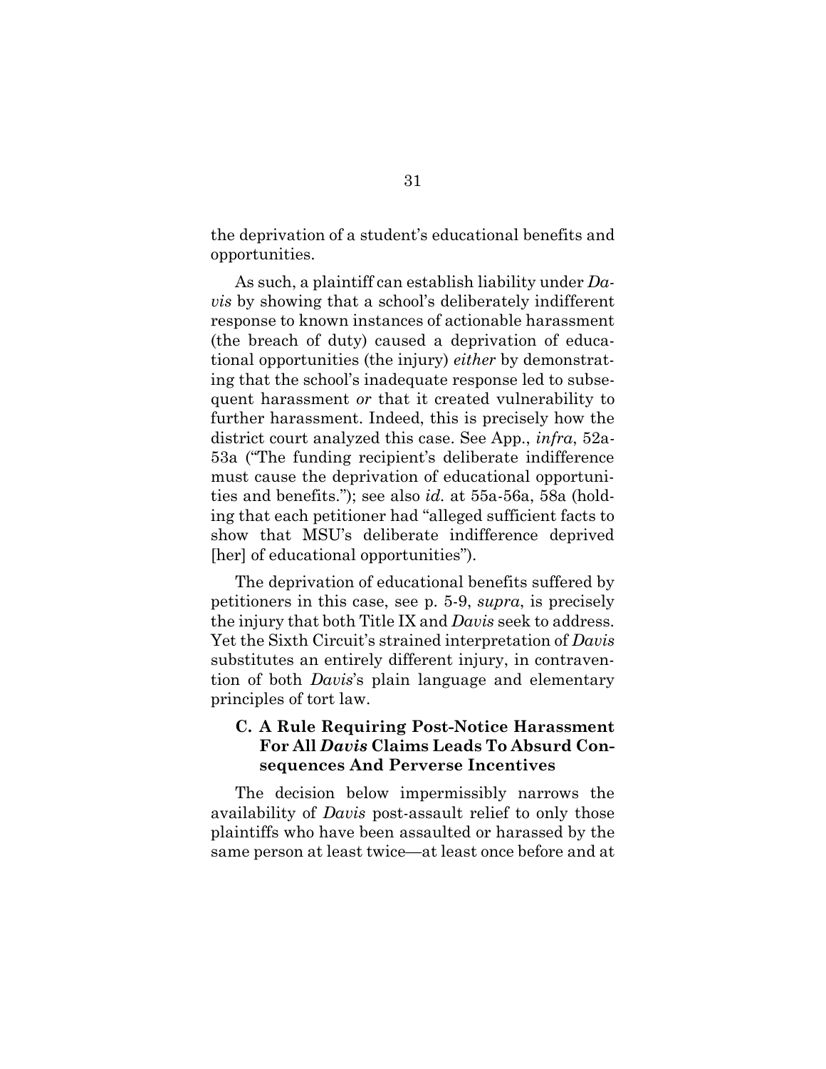the deprivation of a student's educational benefits and opportunities.

As such, a plaintiff can establish liability under *Davis* by showing that a school's deliberately indifferent response to known instances of actionable harassment (the breach of duty) caused a deprivation of educational opportunities (the injury) *either* by demonstrating that the school's inadequate response led to subsequent harassment *or* that it created vulnerability to further harassment. Indeed, this is precisely how the district court analyzed this case. See App., *infra*, 52a-53a ("The funding recipient's deliberate indifference must cause the deprivation of educational opportunities and benefits."); see also *id.* at 55a-56a, 58a (holding that each petitioner had "alleged sufficient facts to show that MSU's deliberate indifference deprived [her] of educational opportunities").

The deprivation of educational benefits suffered by petitioners in this case, see p. 5-9, *supra*, is precisely the injury that both Title IX and *Davis* seek to address. Yet the Sixth Circuit's strained interpretation of *Davis* substitutes an entirely different injury, in contravention of both *Davis*'s plain language and elementary principles of tort law.

### C. A Rule Requiring Post-Notice Harassment For All *Davis* Claims Leads To Absurd Consequences And Perverse Incentives

The decision below impermissibly narrows the availability of *Davis* post-assault relief to only those plaintiffs who have been assaulted or harassed by the same person at least twice—at least once before and at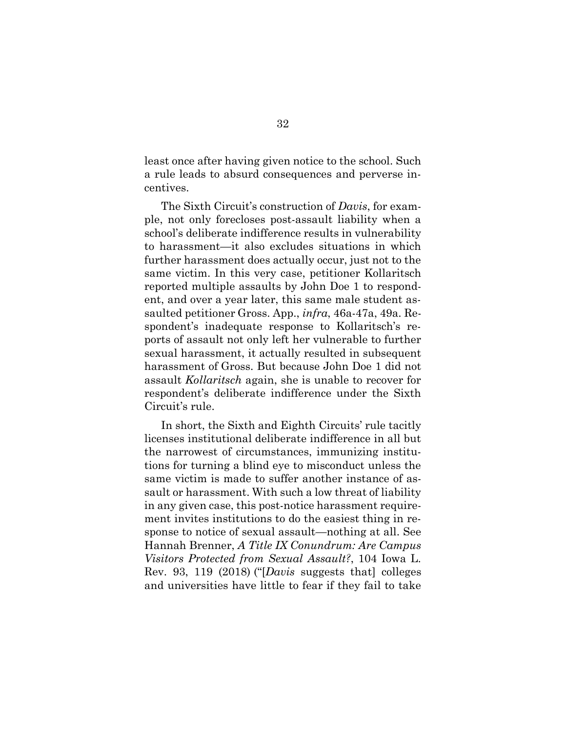least once after having given notice to the school. Such a rule leads to absurd consequences and perverse incentives.

The Sixth Circuit's construction of *Davis*, for example, not only forecloses post-assault liability when a school's deliberate indifference results in vulnerability to harassment—it also excludes situations in which further harassment does actually occur, just not to the same victim. In this very case, petitioner Kollaritsch reported multiple assaults by John Doe 1 to respondent, and over a year later, this same male student assaulted petitioner Gross. App., *infra*, 46a-47a, 49a. Respondent's inadequate response to Kollaritsch's reports of assault not only left her vulnerable to further sexual harassment, it actually resulted in subsequent harassment of Gross. But because John Doe 1 did not assault *Kollaritsch* again, she is unable to recover for respondent's deliberate indifference under the Sixth Circuit's rule.

In short, the Sixth and Eighth Circuits' rule tacitly licenses institutional deliberate indifference in all but the narrowest of circumstances, immunizing institutions for turning a blind eye to misconduct unless the same victim is made to suffer another instance of assault or harassment. With such a low threat of liability in any given case, this post-notice harassment requirement invites institutions to do the easiest thing in response to notice of sexual assault—nothing at all. See Hannah Brenner, *A Title IX Conundrum: Are Campus Visitors Protected from Sexual Assault?*, 104 Iowa L. Rev. 93, 119 (2018) ("[*Davis* suggests that] colleges and universities have little to fear if they fail to take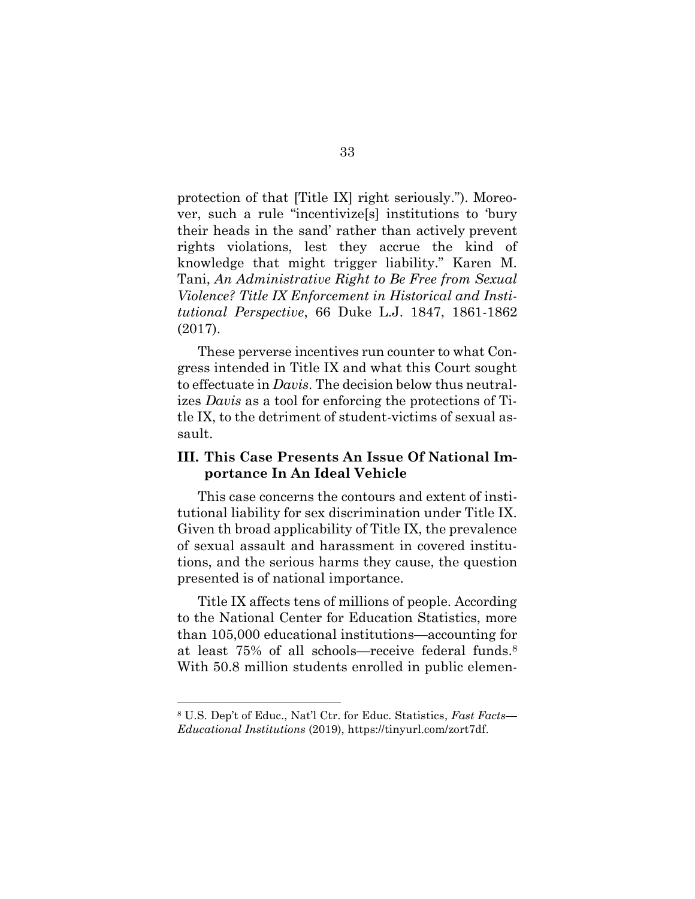protection of that [Title IX] right seriously."). Moreover, such a rule "incentivize[s] institutions to 'bury their heads in the sand' rather than actively prevent rights violations, lest they accrue the kind of knowledge that might trigger liability." Karen M. Tani, *An Administrative Right to Be Free from Sexual Violence? Title IX Enforcement in Historical and Institutional Perspective*, 66 Duke L.J. 1847, 1861-1862 (2017).

These perverse incentives run counter to what Congress intended in Title IX and what this Court sought to effectuate in *Davis*. The decision below thus neutralizes *Davis* as a tool for enforcing the protections of Title IX, to the detriment of student-victims of sexual assault.

### III. This Case Presents An Issue Of National Importance In An Ideal Vehicle

This case concerns the contours and extent of institutional liability for sex discrimination under Title IX. Given th broad applicability of Title IX, the prevalence of sexual assault and harassment in covered institutions, and the serious harms they cause, the question presented is of national importance.

Title IX affects tens of millions of people. According to the National Center for Education Statistics, more than 105,000 educational institutions—accounting for at least 75% of all schools—receive federal funds.[8] With 50.8 million students enrolled in public elemen-

---

[8] U.S. Dep't of Educ., Nat'l Ctr. for Educ. Statistics, *Fast Facts—Educational Institutions* (2019), https://tinyurl.com/zort7df.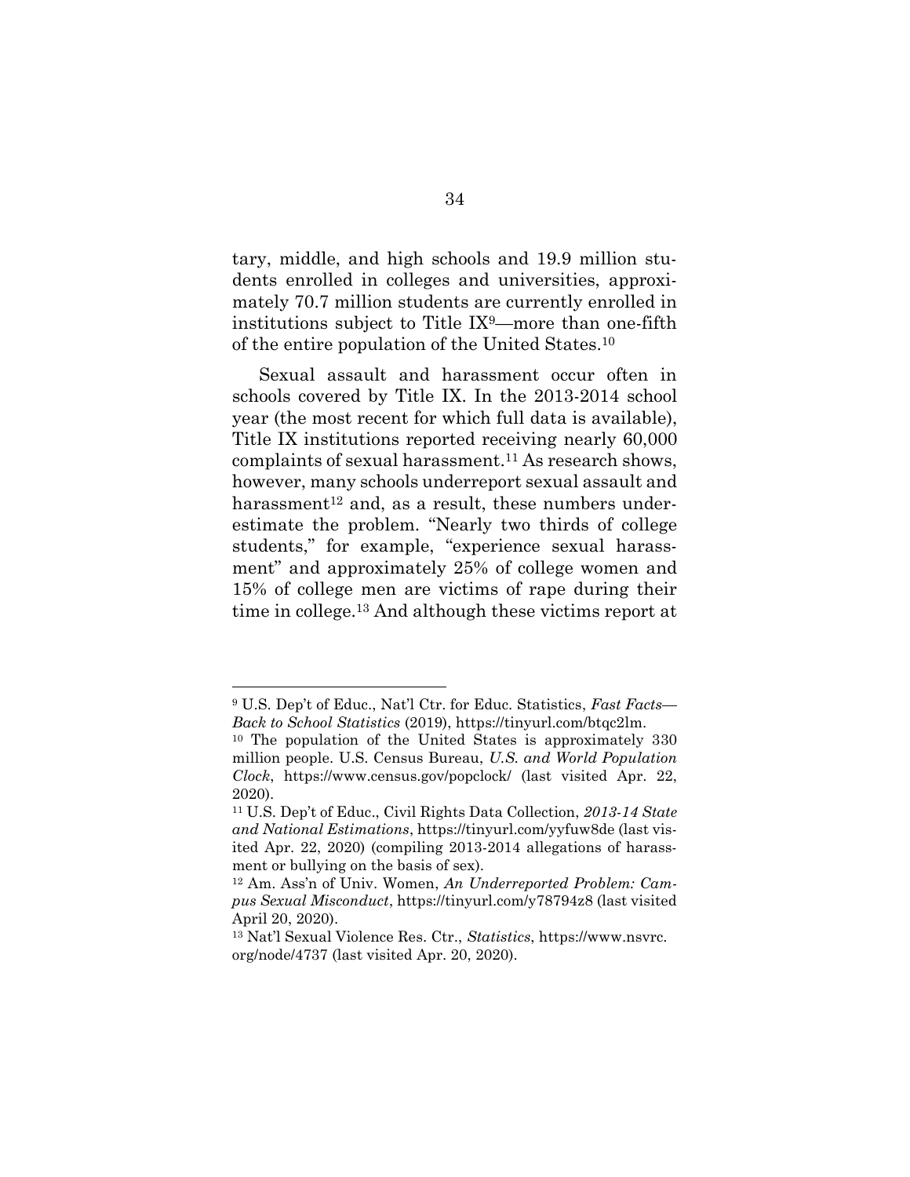tary, middle, and high schools and 19.9 million students enrolled in colleges and universities, approximately 70.7 million students are currently enrolled in institutions subject to Title IX[9]—more than one-fifth of the entire population of the United States.[10]

Sexual assault and harassment occur often in schools covered by Title IX. In the 2013-2014 school year (the most recent for which full data is available), Title IX institutions reported receiving nearly 60,000 complaints of sexual harassment.[11] As research shows, however, many schools underreport sexual assault and harassment[12] and, as a result, these numbers underestimate the problem. "Nearly two thirds of college students," for example, "experience sexual harassment" and approximately 25% of college women and 15% of college men are victims of rape during their time in college.[13] And although these victims report at

---

[9] U.S. Dep't of Educ., Nat'l Ctr. for Educ. Statistics, *Fast Facts—Back to School Statistics* (2019), https://tinyurl.com/btqc2lm.

[10] The population of the United States is approximately 330 million people. U.S. Census Bureau, *U.S. and World Population Clock*, https://www.census.gov/popclock/ (last visited Apr. 22, 2020).

[11] U.S. Dep't of Educ., Civil Rights Data Collection, *2013-14 State and National Estimations*, https://tinyurl.com/yyfuw8de (last visited Apr. 22, 2020) (compiling 2013-2014 allegations of harassment or bullying on the basis of sex).

[12] Am. Ass'n of Univ. Women, *An Underreported Problem: Campus Sexual Misconduct*, https://tinyurl.com/y78794z8 (last visited April 20, 2020).

[13] Nat'l Sexual Violence Res. Ctr., *Statistics*, https://www.nsvrc.org/node/4737 (last visited Apr. 20, 2020).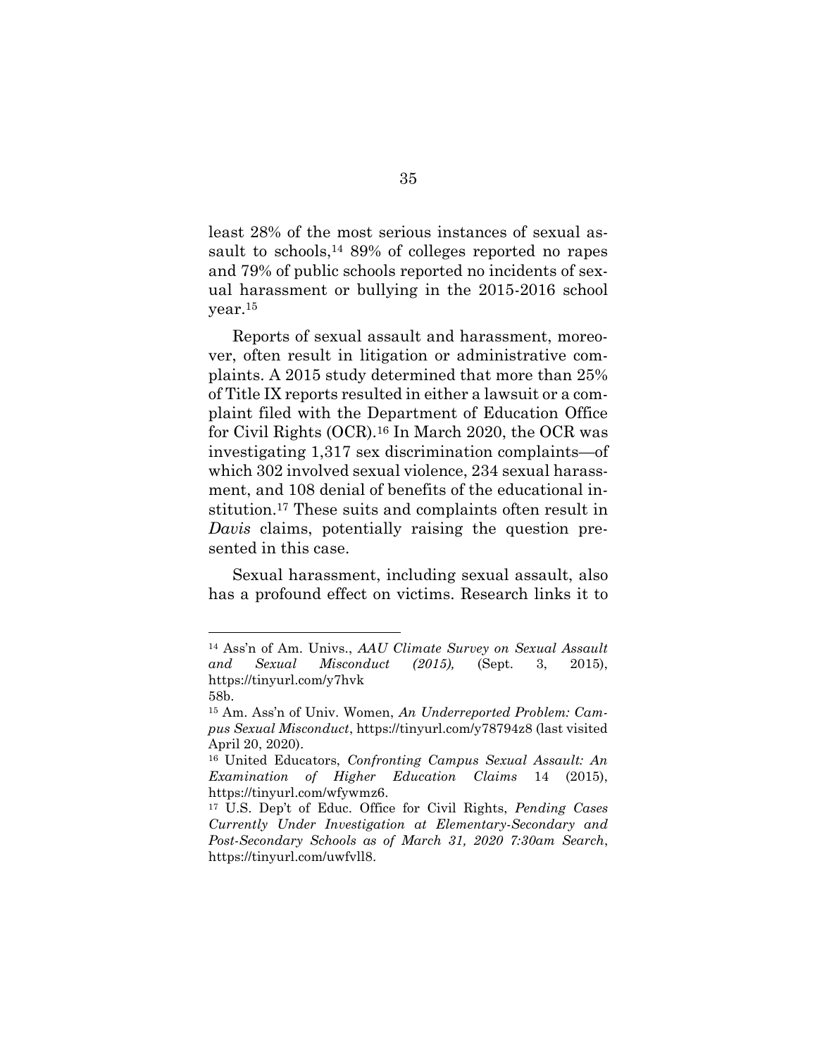least 28% of the most serious instances of sexual assault to schools,[14] 89% of colleges reported no rapes and 79% of public schools reported no incidents of sexual harassment or bullying in the 2015-2016 school year.[15]

Reports of sexual assault and harassment, moreover, often result in litigation or administrative complaints. A 2015 study determined that more than 25% of Title IX reports resulted in either a lawsuit or a complaint filed with the Department of Education Office for Civil Rights (OCR).[16] In March 2020, the OCR was investigating 1,317 sex discrimination complaints—of which 302 involved sexual violence, 234 sexual harassment, and 108 denial of benefits of the educational institution.[17] These suits and complaints often result in *Davis* claims, potentially raising the question presented in this case.

Sexual harassment, including sexual assault, also has a profound effect on victims. Research links it to

---

[14] Ass'n of Am. Univs., *AAU Climate Survey on Sexual Assault and Sexual Misconduct (2015),* (Sept. 3, 2015), https://tinyurl.com/y7hvk58b.

[15] Am. Ass'n of Univ. Women, *An Underreported Problem: Campus Sexual Misconduct*, https://tinyurl.com/y78794z8 (last visited April 20, 2020).

[16] United Educators, *Confronting Campus Sexual Assault: An Examination of Higher Education Claims* 14 (2015), https://tinyurl.com/wfywmz6.

[17] U.S. Dep't of Educ. Office for Civil Rights, *Pending Cases Currently Under Investigation at Elementary-Secondary and Post-Secondary Schools as of March 31, 2020 7:30am Search*, https://tinyurl.com/uwfvll8.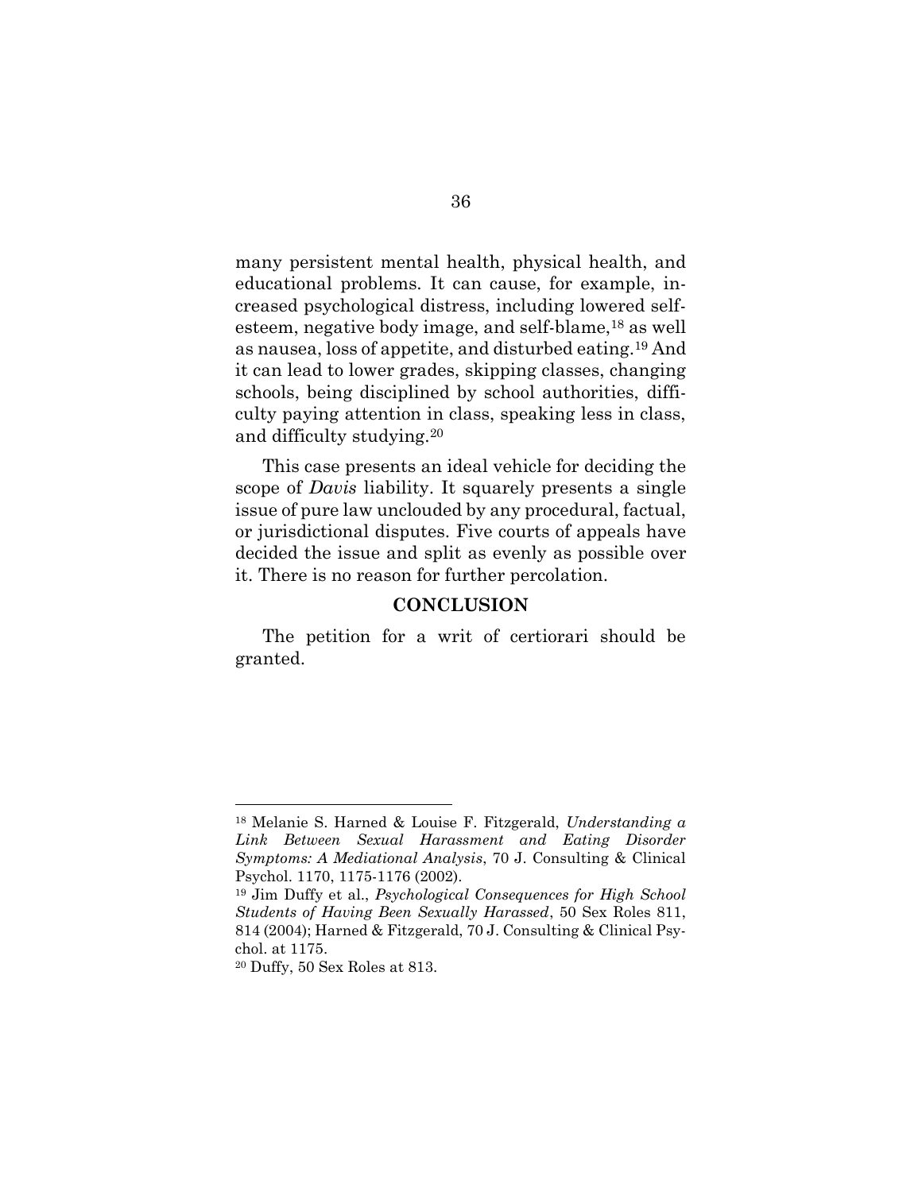many persistent mental health, physical health, and educational problems. It can cause, for example, increased psychological distress, including lowered self-esteem, negative body image, and self-blame,[18] as well as nausea, loss of appetite, and disturbed eating.[19] And it can lead to lower grades, skipping classes, changing schools, being disciplined by school authorities, difficulty paying attention in class, speaking less in class, and difficulty studying.[20]

This case presents an ideal vehicle for deciding the scope of *Davis* liability. It squarely presents a single issue of pure law unclouded by any procedural, factual, or jurisdictional disputes. Five courts of appeals have decided the issue and split as evenly as possible over it. There is no reason for further percolation.

## CONCLUSION

The petition for a writ of certiorari should be granted.

---

[18] Melanie S. Harned & Louise F. Fitzgerald, *Understanding a Link Between Sexual Harassment and Eating Disorder Symptoms: A Mediational Analysis*, 70 J. Consulting & Clinical Psychol. 1170, 1175-1176 (2002).

[19] Jim Duffy et al., *Psychological Consequences for High School Students of Having Been Sexually Harassed*, 50 Sex Roles 811, 814 (2004); Harned & Fitzgerald, 70 J. Consulting & Clinical Psychol. at 1175.

[20] Duffy, 50 Sex Roles at 813.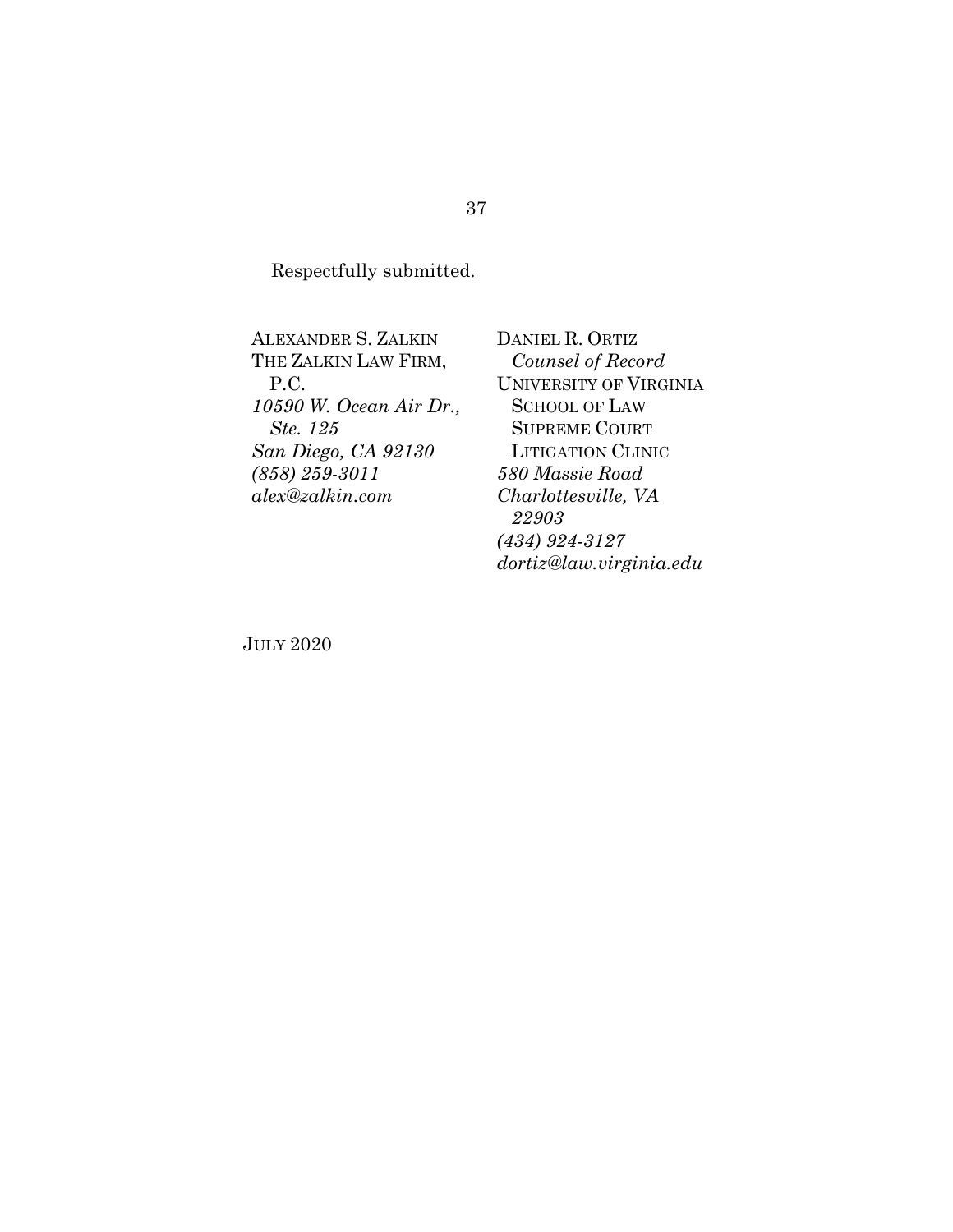Respectfully submitted.

ALEXANDER S. ZALKIN
THE ZALKIN LAW FIRM, P.C.
*10590 W. Ocean Air Dr., Ste. 125*
*San Diego, CA 92130*
*(858) 259-3011*
*alex@zalkin.com*

DANIEL R. ORTIZ
*Counsel of Record*
UNIVERSITY OF VIRGINIA SCHOOL OF LAW
SUPREME COURT LITIGATION CLINIC
*580 Massie Road*
*Charlottesville, VA 22903*
*(434) 924-3127*
*dortiz@law.virginia.edu*

JULY 2020